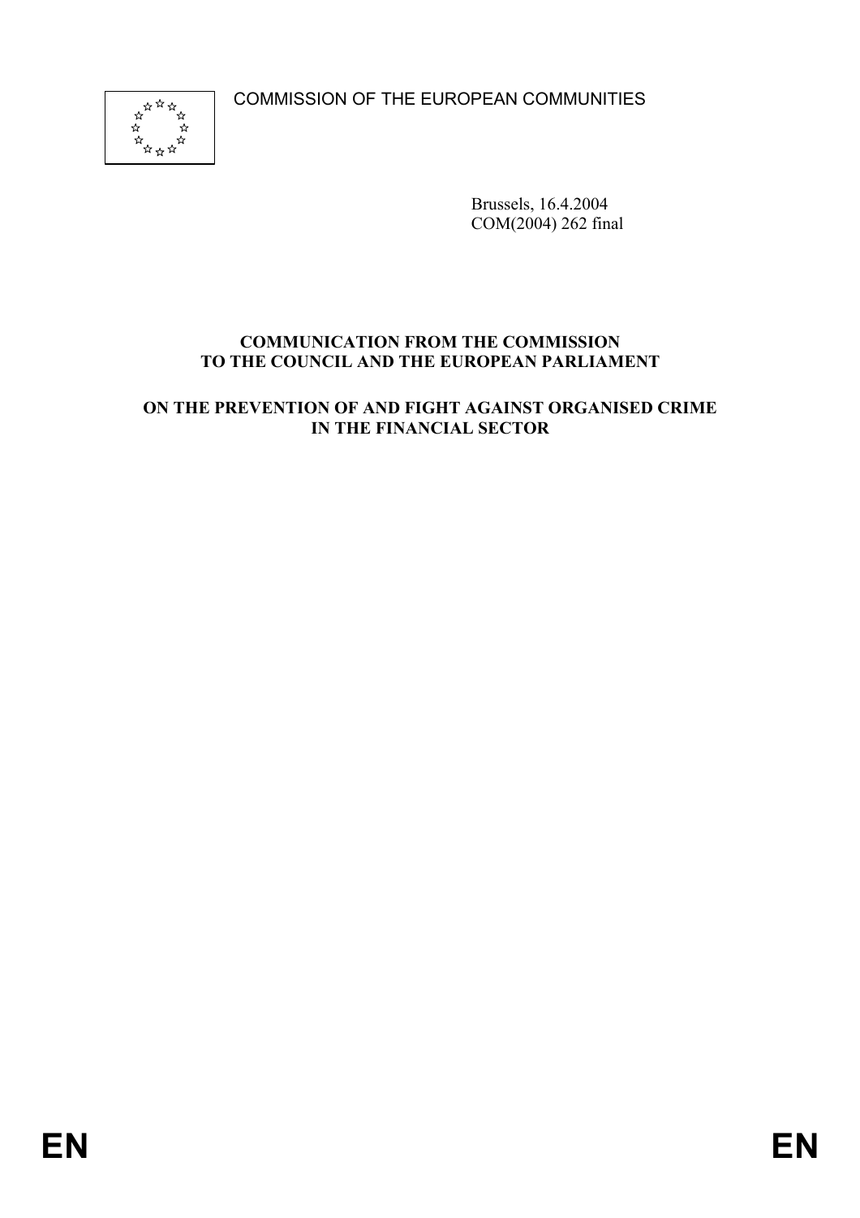COMMISSION OF THE EUROPEAN COMMUNITIES

Brussels, 16.4.2004
COM(2004) 262 final

**COMMUNICATION FROM THE COMMISSION
TO THE COUNCIL AND THE EUROPEAN PARLIAMENT**

**ON THE PREVENTION OF AND FIGHT AGAINST ORGANISED CRIME
IN THE FINANCIAL SECTOR**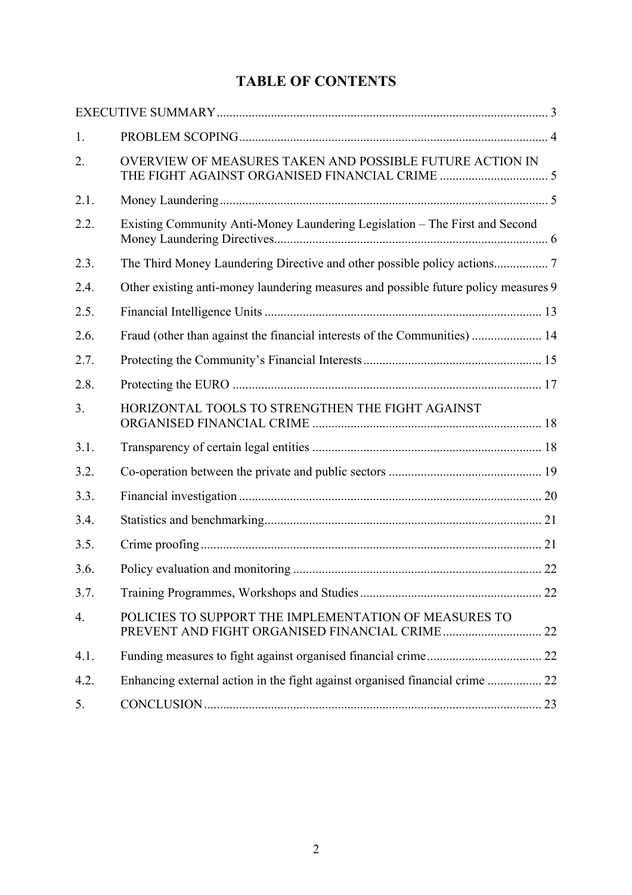# TABLE OF CONTENTS

| | | |
|---|---|---|
| EXECUTIVE SUMMARY | | 3 |
| 1. | PROBLEM SCOPING | 4 |
| 2. | OVERVIEW OF MEASURES TAKEN AND POSSIBLE FUTURE ACTION IN THE FIGHT AGAINST ORGANISED FINANCIAL CRIME | 5 |
| 2.1. | Money Laundering | 5 |
| 2.2. | Existing Community Anti-Money Laundering Legislation – The First and Second Money Laundering Directives | 6 |
| 2.3. | The Third Money Laundering Directive and other possible policy actions | 7 |
| 2.4. | Other existing anti-money laundering measures and possible future policy measures | 9 |
| 2.5. | Financial Intelligence Units | 13 |
| 2.6. | Fraud (other than against the financial interests of the Communities) | 14 |
| 2.7. | Protecting the Community's Financial Interests | 15 |
| 2.8. | Protecting the EURO | 17 |
| 3. | HORIZONTAL TOOLS TO STRENGTHEN THE FIGHT AGAINST ORGANISED FINANCIAL CRIME | 18 |
| 3.1. | Transparency of certain legal entities | 18 |
| 3.2. | Co-operation between the private and public sectors | 19 |
| 3.3. | Financial investigation | 20 |
| 3.4. | Statistics and benchmarking | 21 |
| 3.5. | Crime proofing | 21 |
| 3.6. | Policy evaluation and monitoring | 22 |
| 3.7. | Training Programmes, Workshops and Studies | 22 |
| 4. | POLICIES TO SUPPORT THE IMPLEMENTATION OF MEASURES TO PREVENT AND FIGHT ORGANISED FINANCIAL CRIME | 22 |
| 4.1. | Funding measures to fight against organised financial crime | 22 |
| 4.2. | Enhancing external action in the fight against organised financial crime | 22 |
| 5. | CONCLUSION | 23 |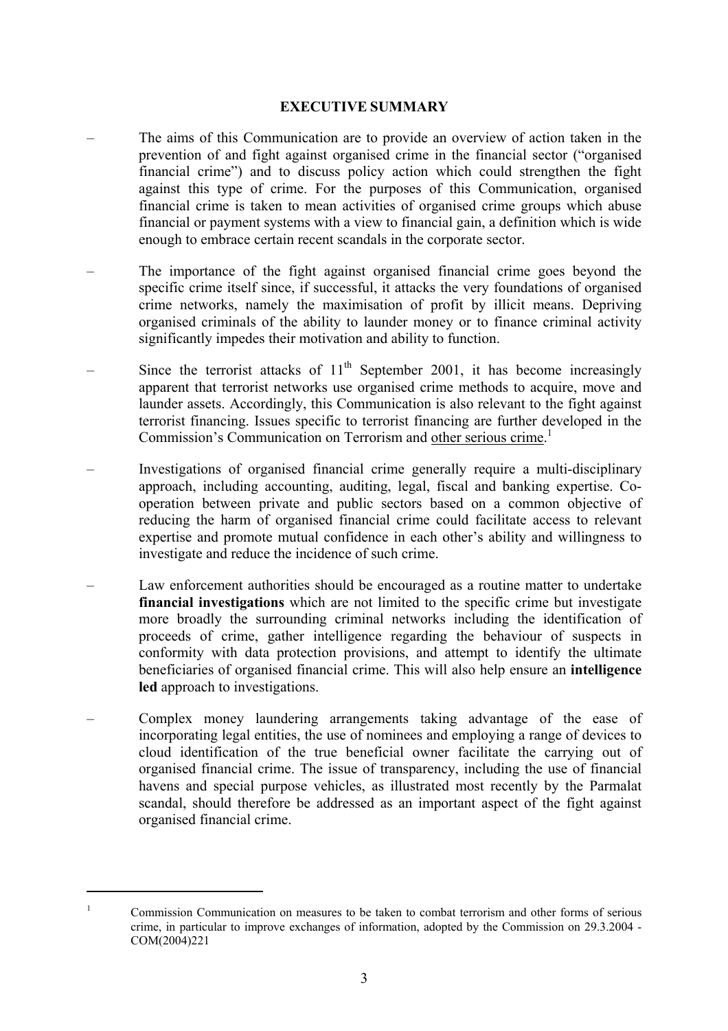# EXECUTIVE SUMMARY

- The aims of this Communication are to provide an overview of action taken in the prevention of and fight against organised crime in the financial sector ("organised financial crime") and to discuss policy action which could strengthen the fight against this type of crime. For the purposes of this Communication, organised financial crime is taken to mean activities of organised crime groups which abuse financial or payment systems with a view to financial gain, a definition which is wide enough to embrace certain recent scandals in the corporate sector.

- The importance of the fight against organised financial crime goes beyond the specific crime itself since, if successful, it attacks the very foundations of organised crime networks, namely the maximisation of profit by illicit means. Depriving organised criminals of the ability to launder money or to finance criminal activity significantly impedes their motivation and ability to function.

- Since the terrorist attacks of 11th September 2001, it has become increasingly apparent that terrorist networks use organised crime methods to acquire, move and launder assets. Accordingly, this Communication is also relevant to the fight against terrorist financing. Issues specific to terrorist financing are further developed in the Commission's Communication on Terrorism and other serious crime.[1]

- Investigations of organised financial crime generally require a multi-disciplinary approach, including accounting, auditing, legal, fiscal and banking expertise. Co-operation between private and public sectors based on a common objective of reducing the harm of organised financial crime could facilitate access to relevant expertise and promote mutual confidence in each other's ability and willingness to investigate and reduce the incidence of such crime.

- Law enforcement authorities should be encouraged as a routine matter to undertake **financial investigations** which are not limited to the specific crime but investigate more broadly the surrounding criminal networks including the identification of proceeds of crime, gather intelligence regarding the behaviour of suspects in conformity with data protection provisions, and attempt to identify the ultimate beneficiaries of organised financial crime. This will also help ensure an **intelligence led** approach to investigations.

- Complex money laundering arrangements taking advantage of the ease of incorporating legal entities, the use of nominees and employing a range of devices to cloud identification of the true beneficial owner facilitate the carrying out of organised financial crime. The issue of transparency, including the use of financial havens and special purpose vehicles, as illustrated most recently by the Parmalat scandal, should therefore be addressed as an important aspect of the fight against organised financial crime.

---

[1] Commission Communication on measures to be taken to combat terrorism and other forms of serious crime, in particular to improve exchanges of information, adopted by the Commission on 29.3.2004 - COM(2004)221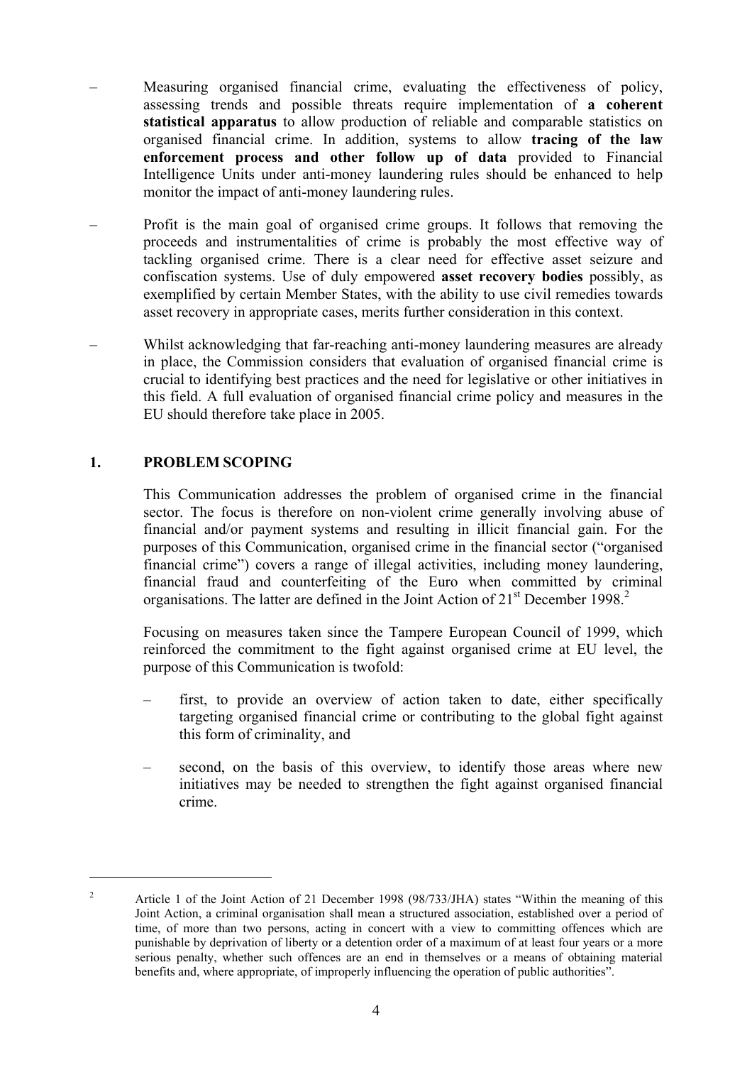- Measuring organised financial crime, evaluating the effectiveness of policy, assessing trends and possible threats require implementation of **a coherent statistical apparatus** to allow production of reliable and comparable statistics on organised financial crime. In addition, systems to allow **tracing of the law enforcement process and other follow up of data** provided to Financial Intelligence Units under anti-money laundering rules should be enhanced to help monitor the impact of anti-money laundering rules.

- Profit is the main goal of organised crime groups. It follows that removing the proceeds and instrumentalities of crime is probably the most effective way of tackling organised crime. There is a clear need for effective asset seizure and confiscation systems. Use of duly empowered **asset recovery bodies** possibly, as exemplified by certain Member States, with the ability to use civil remedies towards asset recovery in appropriate cases, merits further consideration in this context.

- Whilst acknowledging that far-reaching anti-money laundering measures are already in place, the Commission considers that evaluation of organised financial crime is crucial to identifying best practices and the need for legislative or other initiatives in this field. A full evaluation of organised financial crime policy and measures in the EU should therefore take place in 2005.

## 1. PROBLEM SCOPING

This Communication addresses the problem of organised crime in the financial sector. The focus is therefore on non-violent crime generally involving abuse of financial and/or payment systems and resulting in illicit financial gain. For the purposes of this Communication, organised crime in the financial sector ("organised financial crime") covers a range of illegal activities, including money laundering, financial fraud and counterfeiting of the Euro when committed by criminal organisations. The latter are defined in the Joint Action of 21st December 1998.[2]

Focusing on measures taken since the Tampere European Council of 1999, which reinforced the commitment to the fight against organised crime at EU level, the purpose of this Communication is twofold:

- first, to provide an overview of action taken to date, either specifically targeting organised financial crime or contributing to the global fight against this form of criminality, and

- second, on the basis of this overview, to identify those areas where new initiatives may be needed to strengthen the fight against organised financial crime.

---

[2] Article 1 of the Joint Action of 21 December 1998 (98/733/JHA) states "Within the meaning of this Joint Action, a criminal organisation shall mean a structured association, established over a period of time, of more than two persons, acting in concert with a view to committing offences which are punishable by deprivation of liberty or a detention order of a maximum of at least four years or a more serious penalty, whether such offences are an end in themselves or a means of obtaining material benefits and, where appropriate, of improperly influencing the operation of public authorities".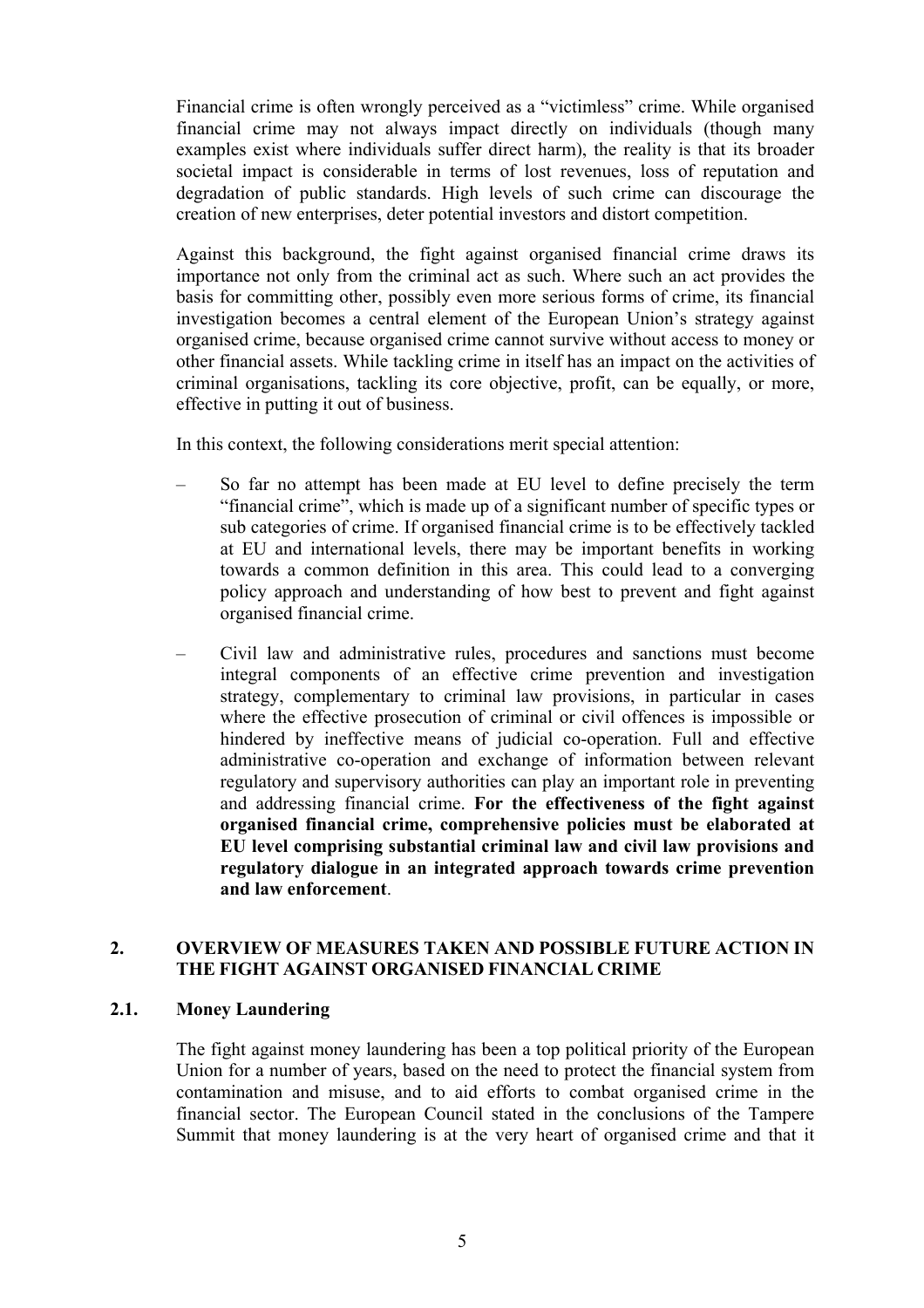Financial crime is often wrongly perceived as a "victimless" crime. While organised financial crime may not always impact directly on individuals (though many examples exist where individuals suffer direct harm), the reality is that its broader societal impact is considerable in terms of lost revenues, loss of reputation and degradation of public standards. High levels of such crime can discourage the creation of new enterprises, deter potential investors and distort competition.

Against this background, the fight against organised financial crime draws its importance not only from the criminal act as such. Where such an act provides the basis for committing other, possibly even more serious forms of crime, its financial investigation becomes a central element of the European Union's strategy against organised crime, because organised crime cannot survive without access to money or other financial assets. While tackling crime in itself has an impact on the activities of criminal organisations, tackling its core objective, profit, can be equally, or more, effective in putting it out of business.

In this context, the following considerations merit special attention:

- So far no attempt has been made at EU level to define precisely the term "financial crime", which is made up of a significant number of specific types or sub categories of crime. If organised financial crime is to be effectively tackled at EU and international levels, there may be important benefits in working towards a common definition in this area. This could lead to a converging policy approach and understanding of how best to prevent and fight against organised financial crime.
- Civil law and administrative rules, procedures and sanctions must become integral components of an effective crime prevention and investigation strategy, complementary to criminal law provisions, in particular in cases where the effective prosecution of criminal or civil offences is impossible or hindered by ineffective means of judicial co-operation. Full and effective administrative co-operation and exchange of information between relevant regulatory and supervisory authorities can play an important role in preventing and addressing financial crime. **For the effectiveness of the fight against organised financial crime, comprehensive policies must be elaborated at EU level comprising substantial criminal law and civil law provisions and regulatory dialogue in an integrated approach towards crime prevention and law enforcement**.

## 2. OVERVIEW OF MEASURES TAKEN AND POSSIBLE FUTURE ACTION IN THE FIGHT AGAINST ORGANISED FINANCIAL CRIME

### 2.1. Money Laundering

The fight against money laundering has been a top political priority of the European Union for a number of years, based on the need to protect the financial system from contamination and misuse, and to aid efforts to combat organised crime in the financial sector. The European Council stated in the conclusions of the Tampere Summit that money laundering is at the very heart of organised crime and that it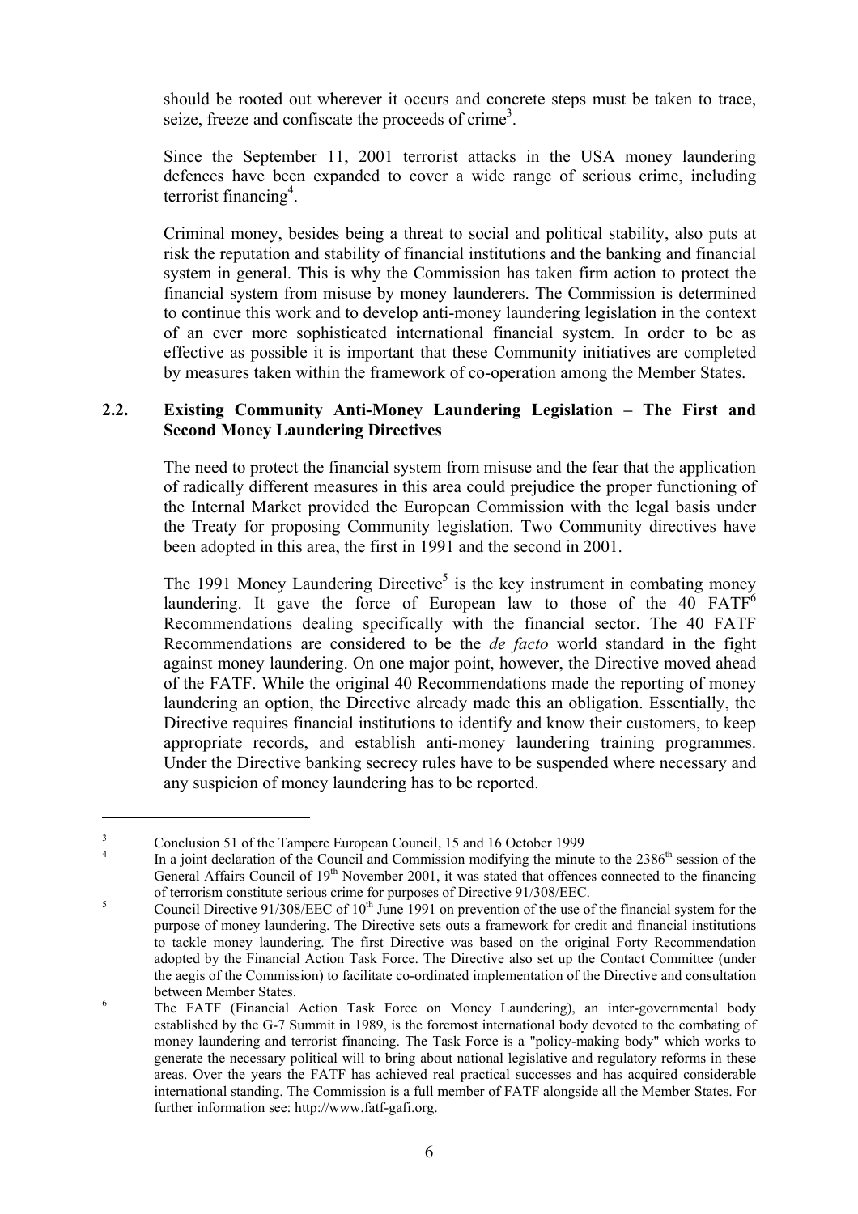should be rooted out wherever it occurs and concrete steps must be taken to trace, seize, freeze and confiscate the proceeds of crime[3].

Since the September 11, 2001 terrorist attacks in the USA money laundering defences have been expanded to cover a wide range of serious crime, including terrorist financing[4].

Criminal money, besides being a threat to social and political stability, also puts at risk the reputation and stability of financial institutions and the banking and financial system in general. This is why the Commission has taken firm action to protect the financial system from misuse by money launderers. The Commission is determined to continue this work and to develop anti-money laundering legislation in the context of an ever more sophisticated international financial system. In order to be as effective as possible it is important that these Community initiatives are completed by measures taken within the framework of co-operation among the Member States.

### 2.2. Existing Community Anti-Money Laundering Legislation – The First and Second Money Laundering Directives

The need to protect the financial system from misuse and the fear that the application of radically different measures in this area could prejudice the proper functioning of the Internal Market provided the European Commission with the legal basis under the Treaty for proposing Community legislation. Two Community directives have been adopted in this area, the first in 1991 and the second in 2001.

The 1991 Money Laundering Directive[5] is the key instrument in combating money laundering. It gave the force of European law to those of the 40 FATF[6] Recommendations dealing specifically with the financial sector. The 40 FATF Recommendations are considered to be the *de facto* world standard in the fight against money laundering. On one major point, however, the Directive moved ahead of the FATF. While the original 40 Recommendations made the reporting of money laundering an option, the Directive already made this an obligation. Essentially, the Directive requires financial institutions to identify and know their customers, to keep appropriate records, and establish anti-money laundering training programmes. Under the Directive banking secrecy rules have to be suspended where necessary and any suspicion of money laundering has to be reported.

---

[3] Conclusion 51 of the Tampere European Council, 15 and 16 October 1999

[4] In a joint declaration of the Council and Commission modifying the minute to the 2386th session of the General Affairs Council of 19th November 2001, it was stated that offences connected to the financing of terrorism constitute serious crime for purposes of Directive 91/308/EEC.

[5] Council Directive 91/308/EEC of 10th June 1991 on prevention of the use of the financial system for the purpose of money laundering. The Directive sets outs a framework for credit and financial institutions to tackle money laundering. The first Directive was based on the original Forty Recommendation adopted by the Financial Action Task Force. The Directive also set up the Contact Committee (under the aegis of the Commission) to facilitate co-ordinated implementation of the Directive and consultation between Member States.

[6] The FATF (Financial Action Task Force on Money Laundering), an inter-governmental body established by the G-7 Summit in 1989, is the foremost international body devoted to the combating of money laundering and terrorist financing. The Task Force is a "policy-making body" which works to generate the necessary political will to bring about national legislative and regulatory reforms in these areas. Over the years the FATF has achieved real practical successes and has acquired considerable international standing. The Commission is a full member of FATF alongside all the Member States. For further information see: http://www.fatf-gafi.org.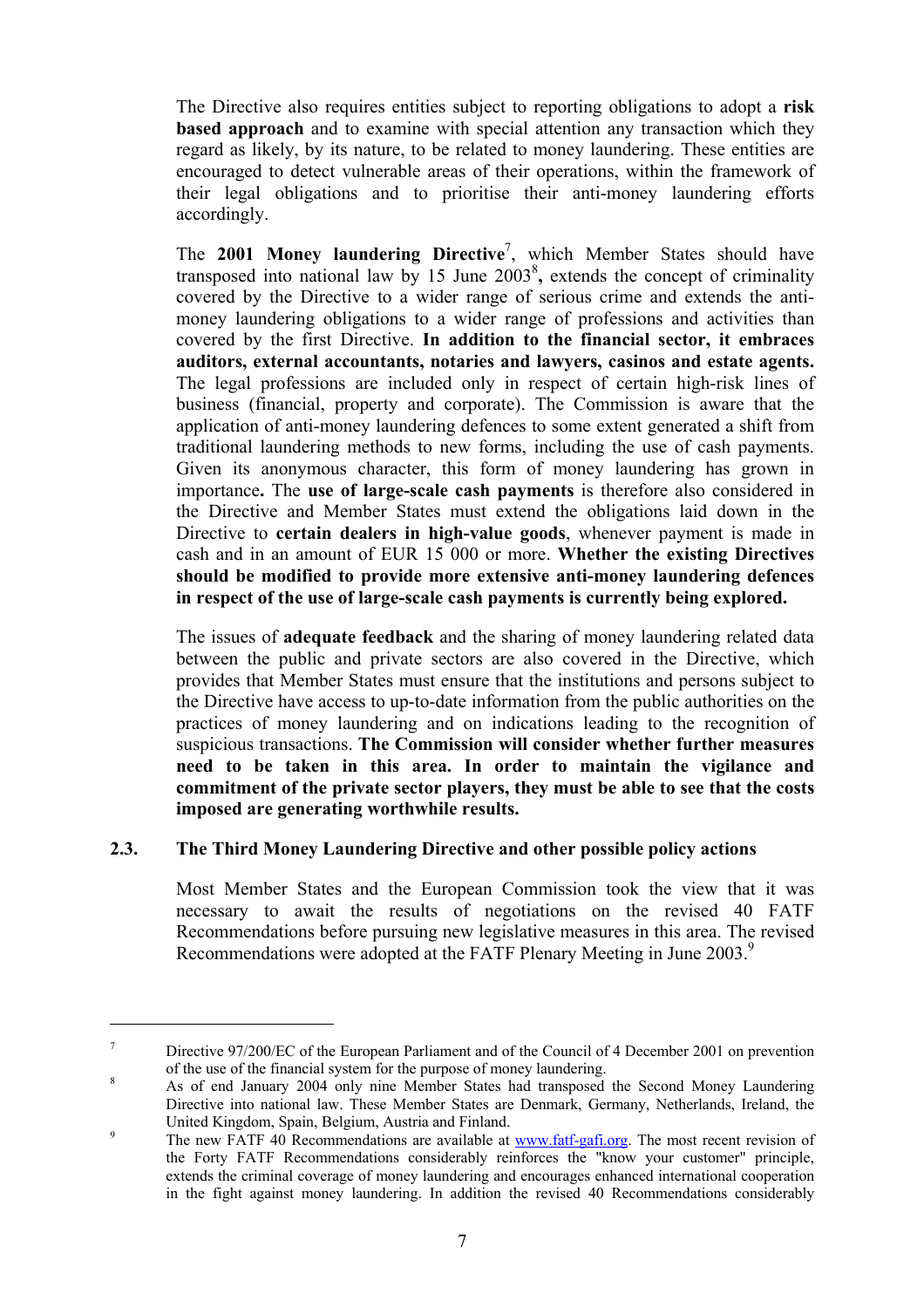The Directive also requires entities subject to reporting obligations to adopt a **risk based approach** and to examine with special attention any transaction which they regard as likely, by its nature, to be related to money laundering. These entities are encouraged to detect vulnerable areas of their operations, within the framework of their legal obligations and to prioritise their anti-money laundering efforts accordingly.

The **2001 Money laundering Directive**[7], which Member States should have transposed into national law by 15 June 2003[8]**,** extends the concept of criminality covered by the Directive to a wider range of serious crime and extends the anti-money laundering obligations to a wider range of professions and activities than covered by the first Directive. **In addition to the financial sector, it embraces auditors, external accountants, notaries and lawyers, casinos and estate agents.** The legal professions are included only in respect of certain high-risk lines of business (financial, property and corporate). The Commission is aware that the application of anti-money laundering defences to some extent generated a shift from traditional laundering methods to new forms, including the use of cash payments. Given its anonymous character, this form of money laundering has grown in importance**.** The **use of large-scale cash payments** is therefore also considered in the Directive and Member States must extend the obligations laid down in the Directive to **certain dealers in high-value goods**, whenever payment is made in cash and in an amount of EUR 15 000 or more. **Whether the existing Directives should be modified to provide more extensive anti-money laundering defences in respect of the use of large-scale cash payments is currently being explored.**

The issues of **adequate feedback** and the sharing of money laundering related data between the public and private sectors are also covered in the Directive, which provides that Member States must ensure that the institutions and persons subject to the Directive have access to up-to-date information from the public authorities on the practices of money laundering and on indications leading to the recognition of suspicious transactions. **The Commission will consider whether further measures need to be taken in this area. In order to maintain the vigilance and commitment of the private sector players, they must be able to see that the costs imposed are generating worthwhile results.**

### 2.3. The Third Money Laundering Directive and other possible policy actions

Most Member States and the European Commission took the view that it was necessary to await the results of negotiations on the revised 40 FATF Recommendations before pursuing new legislative measures in this area. The revised Recommendations were adopted at the FATF Plenary Meeting in June 2003.[9]

---

[7] Directive 97/200/EC of the European Parliament and of the Council of 4 December 2001 on prevention of the use of the financial system for the purpose of money laundering.

[8] As of end January 2004 only nine Member States had transposed the Second Money Laundering Directive into national law. These Member States are Denmark, Germany, Netherlands, Ireland, the United Kingdom, Spain, Belgium, Austria and Finland.

[9] The new FATF 40 Recommendations are available at www.fatf-gafi.org. The most recent revision of the Forty FATF Recommendations considerably reinforces the "know your customer" principle, extends the criminal coverage of money laundering and encourages enhanced international cooperation in the fight against money laundering. In addition the revised 40 Recommendations considerably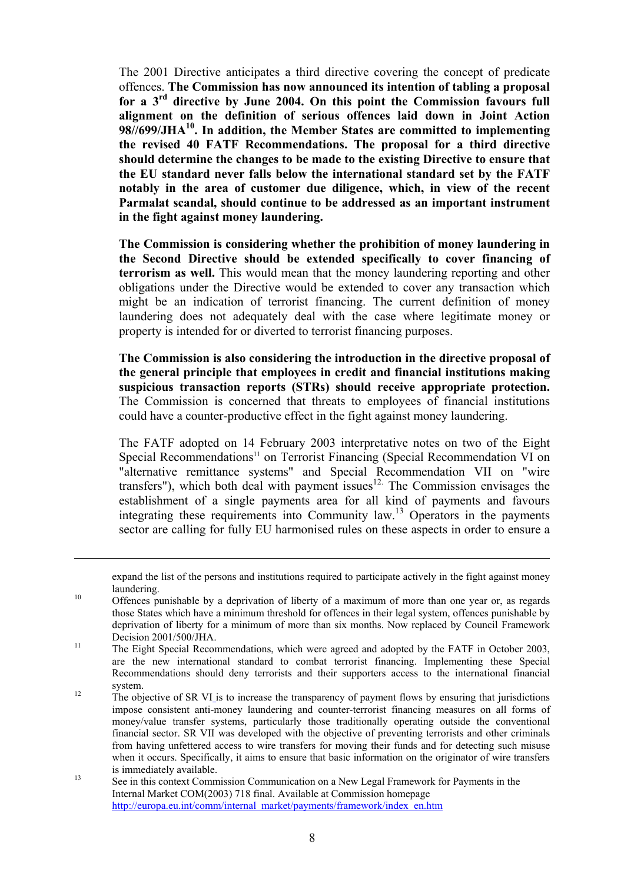The 2001 Directive anticipates a third directive covering the concept of predicate offences. **The Commission has now announced its intention of tabling a proposal for a 3rd directive by June 2004. On this point the Commission favours full alignment on the definition of serious offences laid down in Joint Action 98//699/JHA[10]. In addition, the Member States are committed to implementing the revised 40 FATF Recommendations. The proposal for a third directive should determine the changes to be made to the existing Directive to ensure that the EU standard never falls below the international standard set by the FATF notably in the area of customer due diligence, which, in view of the recent Parmalat scandal, should continue to be addressed as an important instrument in the fight against money laundering.**

**The Commission is considering whether the prohibition of money laundering in the Second Directive should be extended specifically to cover financing of terrorism as well.** This would mean that the money laundering reporting and other obligations under the Directive would be extended to cover any transaction which might be an indication of terrorist financing. The current definition of money laundering does not adequately deal with the case where legitimate money or property is intended for or diverted to terrorist financing purposes.

**The Commission is also considering the introduction in the directive proposal of the general principle that employees in credit and financial institutions making suspicious transaction reports (STRs) should receive appropriate protection.** The Commission is concerned that threats to employees of financial institutions could have a counter-productive effect in the fight against money laundering.

The FATF adopted on 14 February 2003 interpretative notes on two of the Eight Special Recommendations[11] on Terrorist Financing (Special Recommendation VI on "alternative remittance systems" and Special Recommendation VII on "wire transfers"), which both deal with payment issues[12]. The Commission envisages the establishment of a single payments area for all kind of payments and favours integrating these requirements into Community law.[13] Operators in the payments sector are calling for fully EU harmonised rules on these aspects in order to ensure a

---

expand the list of the persons and institutions required to participate actively in the fight against money laundering.

[10] Offences punishable by a deprivation of liberty of a maximum of more than one year or, as regards those States which have a minimum threshold for offences in their legal system, offences punishable by deprivation of liberty for a minimum of more than six months. Now replaced by Council Framework Decision 2001/500/JHA.

[11] The Eight Special Recommendations, which were agreed and adopted by the FATF in October 2003, are the new international standard to combat terrorist financing. Implementing these Special Recommendations should deny terrorists and their supporters access to the international financial system.

[12] The objective of SR VI is to increase the transparency of payment flows by ensuring that jurisdictions impose consistent anti-money laundering and counter-terrorist financing measures on all forms of money/value transfer systems, particularly those traditionally operating outside the conventional financial sector. SR VII was developed with the objective of preventing terrorists and other criminals from having unfettered access to wire transfers for moving their funds and for detecting such misuse when it occurs. Specifically, it aims to ensure that basic information on the originator of wire transfers is immediately available.

[13] See in this context Commission Communication on a New Legal Framework for Payments in the Internal Market COM(2003) 718 final. Available at Commission homepage http://europa.eu.int/comm/internal_market/payments/framework/index_en.htm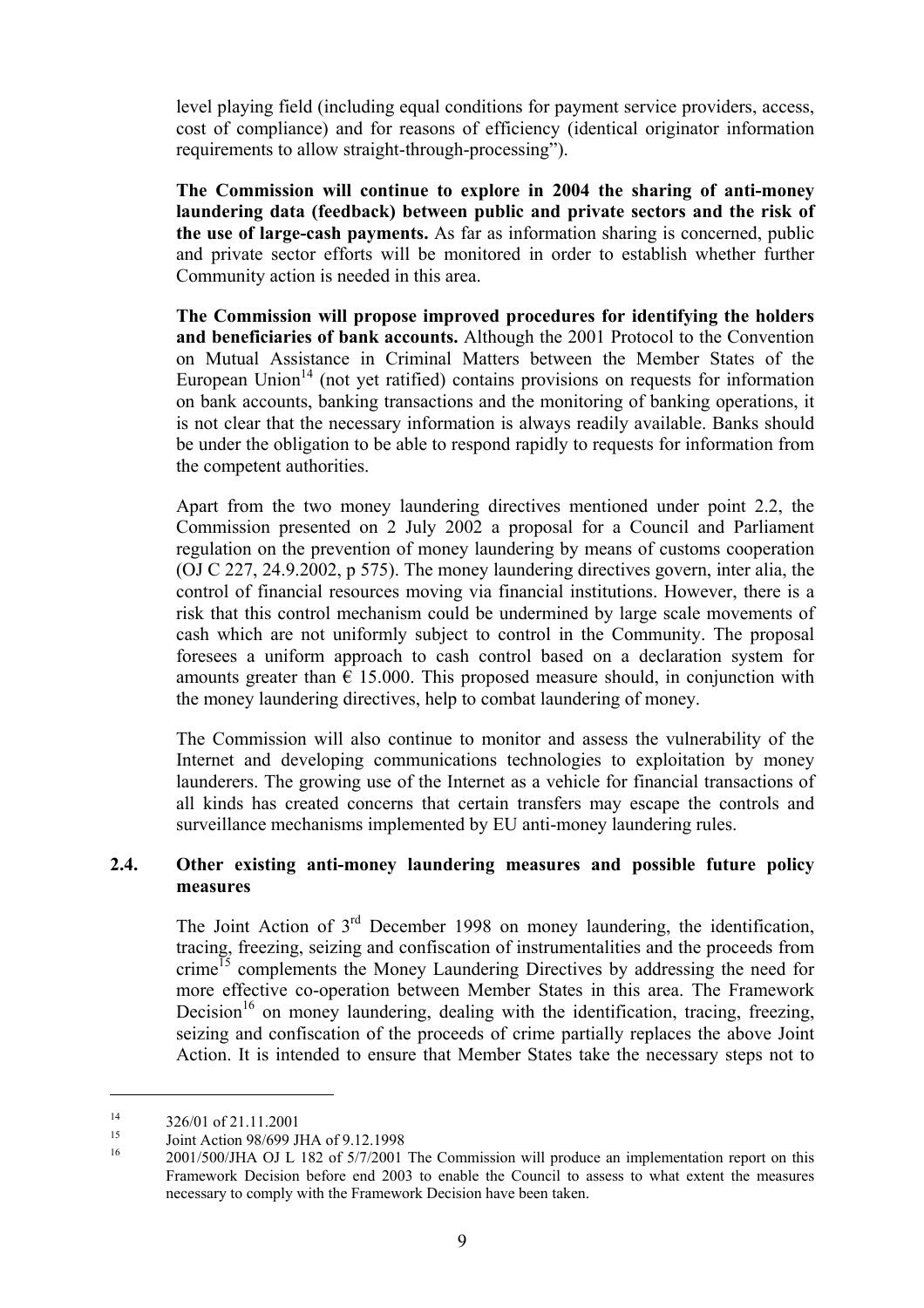level playing field (including equal conditions for payment service providers, access, cost of compliance) and for reasons of efficiency (identical originator information requirements to allow straight-through-processing").

**The Commission will continue to explore in 2004 the sharing of anti-money laundering data (feedback) between public and private sectors and the risk of the use of large-cash payments.** As far as information sharing is concerned, public and private sector efforts will be monitored in order to establish whether further Community action is needed in this area.

**The Commission will propose improved procedures for identifying the holders and beneficiaries of bank accounts.** Although the 2001 Protocol to the Convention on Mutual Assistance in Criminal Matters between the Member States of the European Union[14] (not yet ratified) contains provisions on requests for information on bank accounts, banking transactions and the monitoring of banking operations, it is not clear that the necessary information is always readily available. Banks should be under the obligation to be able to respond rapidly to requests for information from the competent authorities.

Apart from the two money laundering directives mentioned under point 2.2, the Commission presented on 2 July 2002 a proposal for a Council and Parliament regulation on the prevention of money laundering by means of customs cooperation (OJ C 227, 24.9.2002, p 575). The money laundering directives govern, inter alia, the control of financial resources moving via financial institutions. However, there is a risk that this control mechanism could be undermined by large scale movements of cash which are not uniformly subject to control in the Community. The proposal foresees a uniform approach to cash control based on a declaration system for amounts greater than € 15.000. This proposed measure should, in conjunction with the money laundering directives, help to combat laundering of money.

The Commission will also continue to monitor and assess the vulnerability of the Internet and developing communications technologies to exploitation by money launderers. The growing use of the Internet as a vehicle for financial transactions of all kinds has created concerns that certain transfers may escape the controls and surveillance mechanisms implemented by EU anti-money laundering rules.

### 2.4. Other existing anti-money laundering measures and possible future policy measures

The Joint Action of 3rd December 1998 on money laundering, the identification, tracing, freezing, seizing and confiscation of instrumentalities and the proceeds from crime[15] complements the Money Laundering Directives by addressing the need for more effective co-operation between Member States in this area. The Framework Decision[16] on money laundering, dealing with the identification, tracing, freezing, seizing and confiscation of the proceeds of crime partially replaces the above Joint Action. It is intended to ensure that Member States take the necessary steps not to

---

[14] 326/01 of 21.11.2001

[15] Joint Action 98/699 JHA of 9.12.1998

[16] 2001/500/JHA OJ L 182 of 5/7/2001 The Commission will produce an implementation report on this Framework Decision before end 2003 to enable the Council to assess to what extent the measures necessary to comply with the Framework Decision have been taken.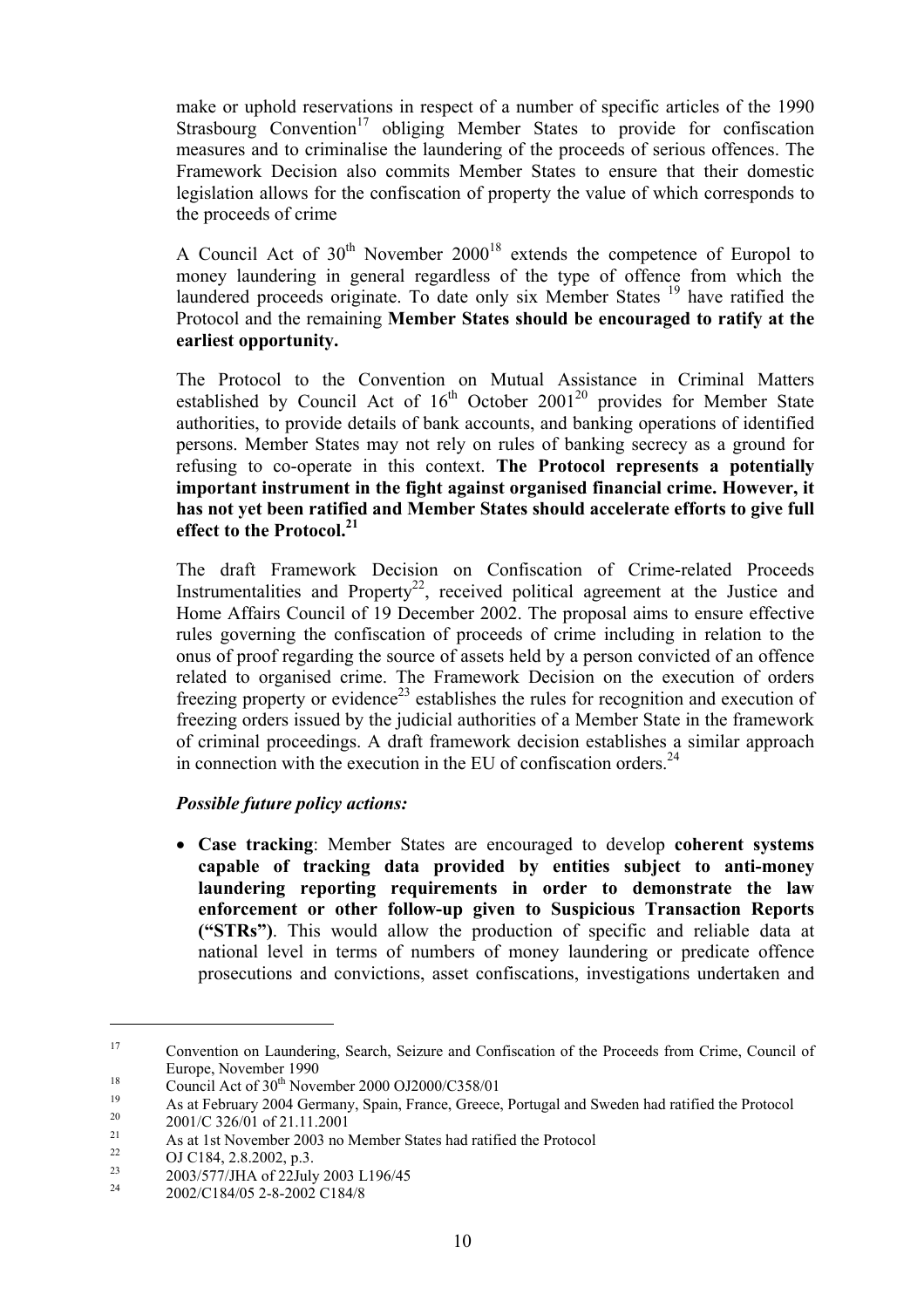make or uphold reservations in respect of a number of specific articles of the 1990 Strasbourg Convention[17] obliging Member States to provide for confiscation measures and to criminalise the laundering of the proceeds of serious offences. The Framework Decision also commits Member States to ensure that their domestic legislation allows for the confiscation of property the value of which corresponds to the proceeds of crime

A Council Act of 30th November 2000[18] extends the competence of Europol to money laundering in general regardless of the type of offence from which the laundered proceeds originate. To date only six Member States [19] have ratified the Protocol and the remaining **Member States should be encouraged to ratify at the earliest opportunity.**

The Protocol to the Convention on Mutual Assistance in Criminal Matters established by Council Act of 16th October 2001[20] provides for Member State authorities, to provide details of bank accounts, and banking operations of identified persons. Member States may not rely on rules of banking secrecy as a ground for refusing to co-operate in this context. **The Protocol represents a potentially important instrument in the fight against organised financial crime. However, it has not yet been ratified and Member States should accelerate efforts to give full effect to the Protocol.[21]**

The draft Framework Decision on Confiscation of Crime-related Proceeds Instrumentalities and Property[22], received political agreement at the Justice and Home Affairs Council of 19 December 2002. The proposal aims to ensure effective rules governing the confiscation of proceeds of crime including in relation to the onus of proof regarding the source of assets held by a person convicted of an offence related to organised crime. The Framework Decision on the execution of orders freezing property or evidence[23] establishes the rules for recognition and execution of freezing orders issued by the judicial authorities of a Member State in the framework of criminal proceedings. A draft framework decision establishes a similar approach in connection with the execution in the EU of confiscation orders.[24]

***Possible future policy actions:***

- **Case tracking**: Member States are encouraged to develop **coherent systems capable of tracking data provided by entities subject to anti-money laundering reporting requirements in order to demonstrate the law enforcement or other follow-up given to Suspicious Transaction Reports ("STRs")**. This would allow the production of specific and reliable data at national level in terms of numbers of money laundering or predicate offence prosecutions and convictions, asset confiscations, investigations undertaken and

---

[17] Convention on Laundering, Search, Seizure and Confiscation of the Proceeds from Crime, Council of Europe, November 1990

[18] Council Act of 30th November 2000 OJ2000/C358/01

[19] As at February 2004 Germany, Spain, France, Greece, Portugal and Sweden had ratified the Protocol

[20] 2001/C 326/01 of 21.11.2001

[21] As at 1st November 2003 no Member States had ratified the Protocol

[22] OJ C184, 2.8.2002, p.3.

[23] 2003/577/JHA of 22July 2003 L196/45

[24] 2002/C184/05 2-8-2002 C184/8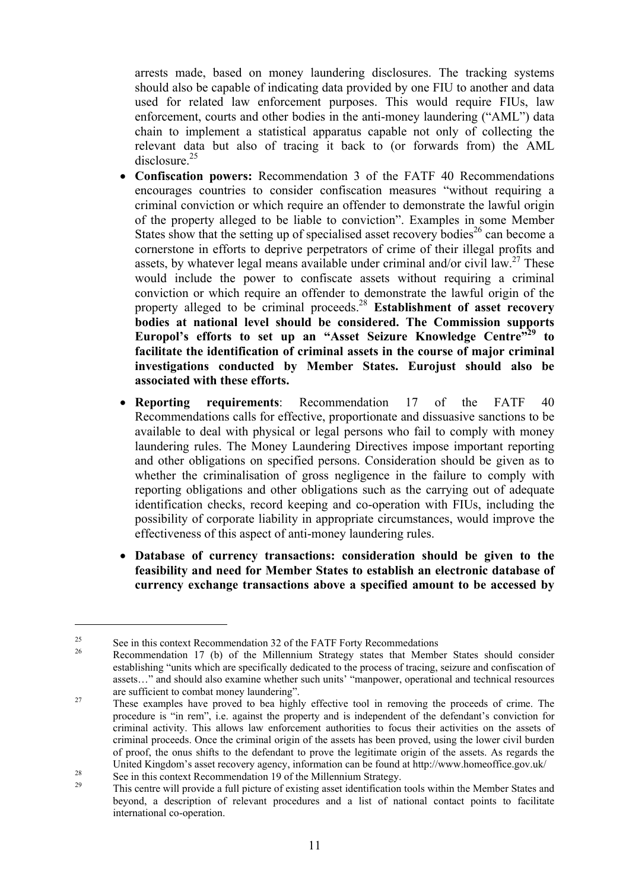arrests made, based on money laundering disclosures. The tracking systems should also be capable of indicating data provided by one FIU to another and data used for related law enforcement purposes. This would require FIUs, law enforcement, courts and other bodies in the anti-money laundering ("AML") data chain to implement a statistical apparatus capable not only of collecting the relevant data but also of tracing it back to (or forwards from) the AML disclosure.[25]

- **Confiscation powers:** Recommendation 3 of the FATF 40 Recommendations encourages countries to consider confiscation measures "without requiring a criminal conviction or which require an offender to demonstrate the lawful origin of the property alleged to be liable to conviction". Examples in some Member States show that the setting up of specialised asset recovery bodies[26] can become a cornerstone in efforts to deprive perpetrators of crime of their illegal profits and assets, by whatever legal means available under criminal and/or civil law.[27] These would include the power to confiscate assets without requiring a criminal conviction or which require an offender to demonstrate the lawful origin of the property alleged to be criminal proceeds.[28] **Establishment of asset recovery bodies at national level should be considered. The Commission supports Europol's efforts to set up an "Asset Seizure Knowledge Centre"[29] to facilitate the identification of criminal assets in the course of major criminal investigations conducted by Member States. Eurojust should also be associated with these efforts.**

- **Reporting requirements**: Recommendation 17 of the FATF 40 Recommendations calls for effective, proportionate and dissuasive sanctions to be available to deal with physical or legal persons who fail to comply with money laundering rules. The Money Laundering Directives impose important reporting and other obligations on specified persons. Consideration should be given as to whether the criminalisation of gross negligence in the failure to comply with reporting obligations and other obligations such as the carrying out of adequate identification checks, record keeping and co-operation with FIUs, including the possibility of corporate liability in appropriate circumstances, would improve the effectiveness of this aspect of anti-money laundering rules.

- **Database of currency transactions: consideration should be given to the feasibility and need for Member States to establish an electronic database of currency exchange transactions above a specified amount to be accessed by**

---

[25] See in this context Recommendation 32 of the FATF Forty Recommedations

[26] Recommendation 17 (b) of the Millennium Strategy states that Member States should consider establishing "units which are specifically dedicated to the process of tracing, seizure and confiscation of assets…" and should also examine whether such units' "manpower, operational and technical resources are sufficient to combat money laundering".

[27] These examples have proved to bea highly effective tool in removing the proceeds of crime. The procedure is "in rem", i.e. against the property and is independent of the defendant's conviction for criminal activity. This allows law enforcement authorities to focus their activities on the assets of criminal proceeds. Once the criminal origin of the assets has been proved, using the lower civil burden of proof, the onus shifts to the defendant to prove the legitimate origin of the assets. As regards the United Kingdom's asset recovery agency, information can be found at http://www.homeoffice.gov.uk/

[28] See in this context Recommendation 19 of the Millennium Strategy.

[29] This centre will provide a full picture of existing asset identification tools within the Member States and beyond, a description of relevant procedures and a list of national contact points to facilitate international co-operation.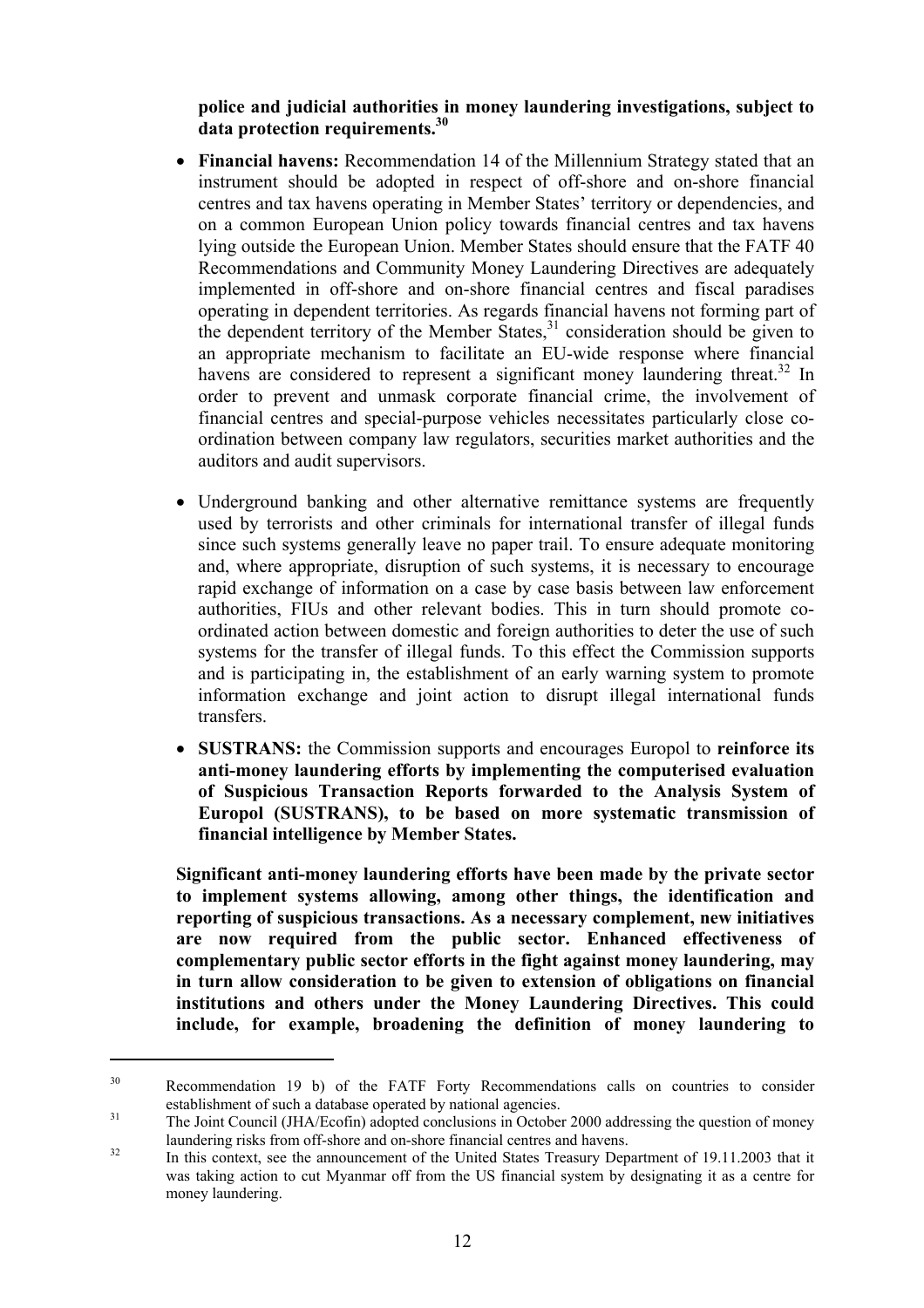**police and judicial authorities in money laundering investigations, subject to data protection requirements.**[30]

- **Financial havens:** Recommendation 14 of the Millennium Strategy stated that an instrument should be adopted in respect of off-shore and on-shore financial centres and tax havens operating in Member States' territory or dependencies, and on a common European Union policy towards financial centres and tax havens lying outside the European Union. Member States should ensure that the FATF 40 Recommendations and Community Money Laundering Directives are adequately implemented in off-shore and on-shore financial centres and fiscal paradises operating in dependent territories. As regards financial havens not forming part of the dependent territory of the Member States,[31] consideration should be given to an appropriate mechanism to facilitate an EU-wide response where financial havens are considered to represent a significant money laundering threat.[32] In order to prevent and unmask corporate financial crime, the involvement of financial centres and special-purpose vehicles necessitates particularly close co-ordination between company law regulators, securities market authorities and the auditors and audit supervisors.

- Underground banking and other alternative remittance systems are frequently used by terrorists and other criminals for international transfer of illegal funds since such systems generally leave no paper trail. To ensure adequate monitoring and, where appropriate, disruption of such systems, it is necessary to encourage rapid exchange of information on a case by case basis between law enforcement authorities, FIUs and other relevant bodies. This in turn should promote co-ordinated action between domestic and foreign authorities to deter the use of such systems for the transfer of illegal funds. To this effect the Commission supports and is participating in, the establishment of an early warning system to promote information exchange and joint action to disrupt illegal international funds transfers.

- **SUSTRANS:** the Commission supports and encourages Europol to **reinforce its anti-money laundering efforts by implementing the computerised evaluation of Suspicious Transaction Reports forwarded to the Analysis System of Europol (SUSTRANS), to be based on more systematic transmission of financial intelligence by Member States.**

**Significant anti-money laundering efforts have been made by the private sector to implement systems allowing, among other things, the identification and reporting of suspicious transactions. As a necessary complement, new initiatives are now required from the public sector. Enhanced effectiveness of complementary public sector efforts in the fight against money laundering, may in turn allow consideration to be given to extension of obligations on financial institutions and others under the Money Laundering Directives. This could include, for example, broadening the definition of money laundering to**

---

[30] Recommendation 19 b) of the FATF Forty Recommendations calls on countries to consider establishment of such a database operated by national agencies.

[31] The Joint Council (JHA/Ecofin) adopted conclusions in October 2000 addressing the question of money laundering risks from off-shore and on-shore financial centres and havens.

[32] In this context, see the announcement of the United States Treasury Department of 19.11.2003 that it was taking action to cut Myanmar off from the US financial system by designating it as a centre for money laundering.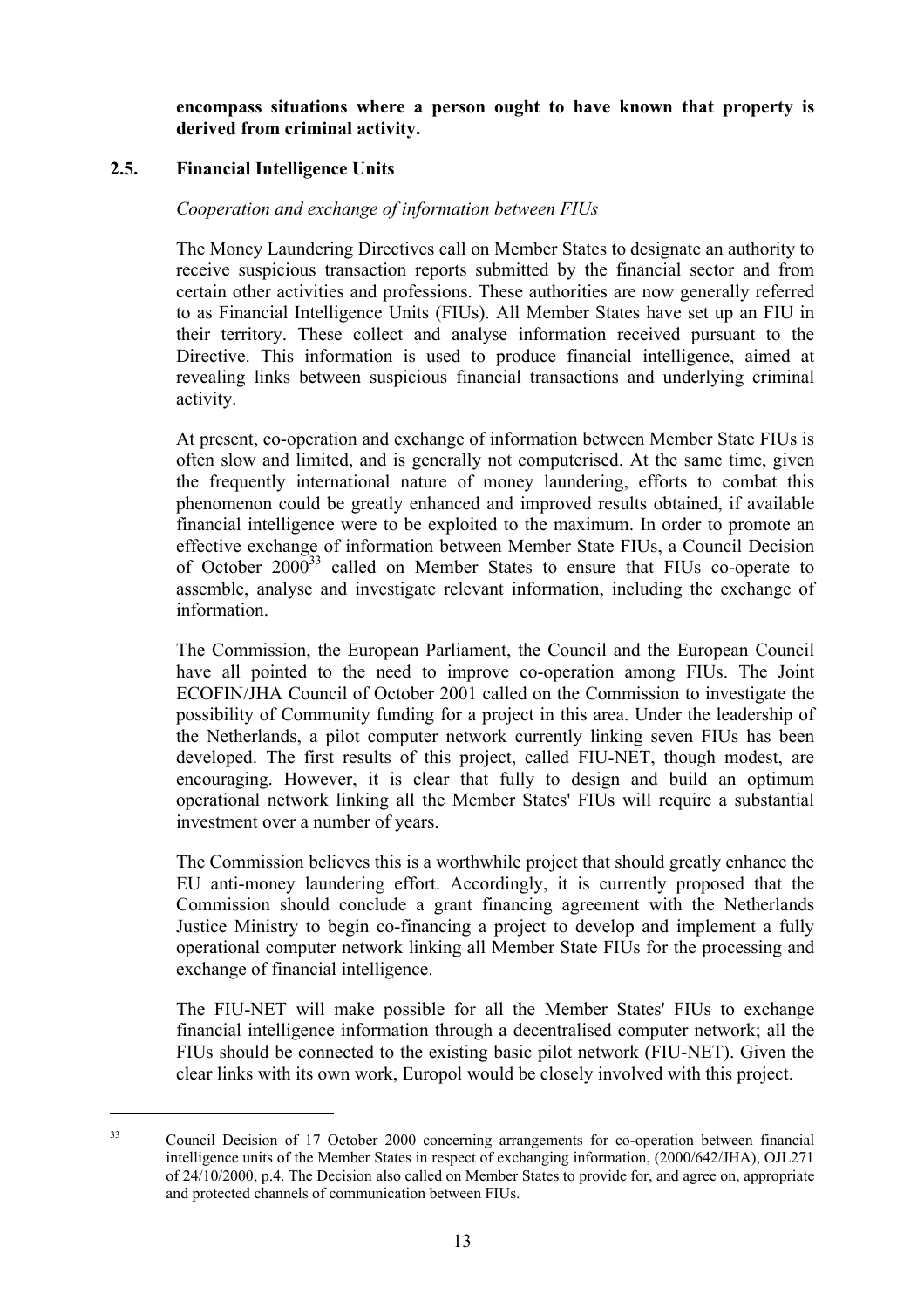**encompass situations where a person ought to have known that property is derived from criminal activity.**

## 2.5. Financial Intelligence Units

*Cooperation and exchange of information between FIUs*

The Money Laundering Directives call on Member States to designate an authority to receive suspicious transaction reports submitted by the financial sector and from certain other activities and professions. These authorities are now generally referred to as Financial Intelligence Units (FIUs). All Member States have set up an FIU in their territory. These collect and analyse information received pursuant to the Directive. This information is used to produce financial intelligence, aimed at revealing links between suspicious financial transactions and underlying criminal activity.

At present, co-operation and exchange of information between Member State FIUs is often slow and limited, and is generally not computerised. At the same time, given the frequently international nature of money laundering, efforts to combat this phenomenon could be greatly enhanced and improved results obtained, if available financial intelligence were to be exploited to the maximum. In order to promote an effective exchange of information between Member State FIUs, a Council Decision of October 2000[33] called on Member States to ensure that FIUs co-operate to assemble, analyse and investigate relevant information, including the exchange of information.

The Commission, the European Parliament, the Council and the European Council have all pointed to the need to improve co-operation among FIUs. The Joint ECOFIN/JHA Council of October 2001 called on the Commission to investigate the possibility of Community funding for a project in this area. Under the leadership of the Netherlands, a pilot computer network currently linking seven FIUs has been developed. The first results of this project, called FIU-NET, though modest, are encouraging. However, it is clear that fully to design and build an optimum operational network linking all the Member States' FIUs will require a substantial investment over a number of years.

The Commission believes this is a worthwhile project that should greatly enhance the EU anti-money laundering effort. Accordingly, it is currently proposed that the Commission should conclude a grant financing agreement with the Netherlands Justice Ministry to begin co-financing a project to develop and implement a fully operational computer network linking all Member State FIUs for the processing and exchange of financial intelligence.

The FIU-NET will make possible for all the Member States' FIUs to exchange financial intelligence information through a decentralised computer network; all the FIUs should be connected to the existing basic pilot network (FIU-NET). Given the clear links with its own work, Europol would be closely involved with this project.

---

[33] Council Decision of 17 October 2000 concerning arrangements for co-operation between financial intelligence units of the Member States in respect of exchanging information, (2000/642/JHA), OJL271 of 24/10/2000, p.4. The Decision also called on Member States to provide for, and agree on, appropriate and protected channels of communication between FIUs.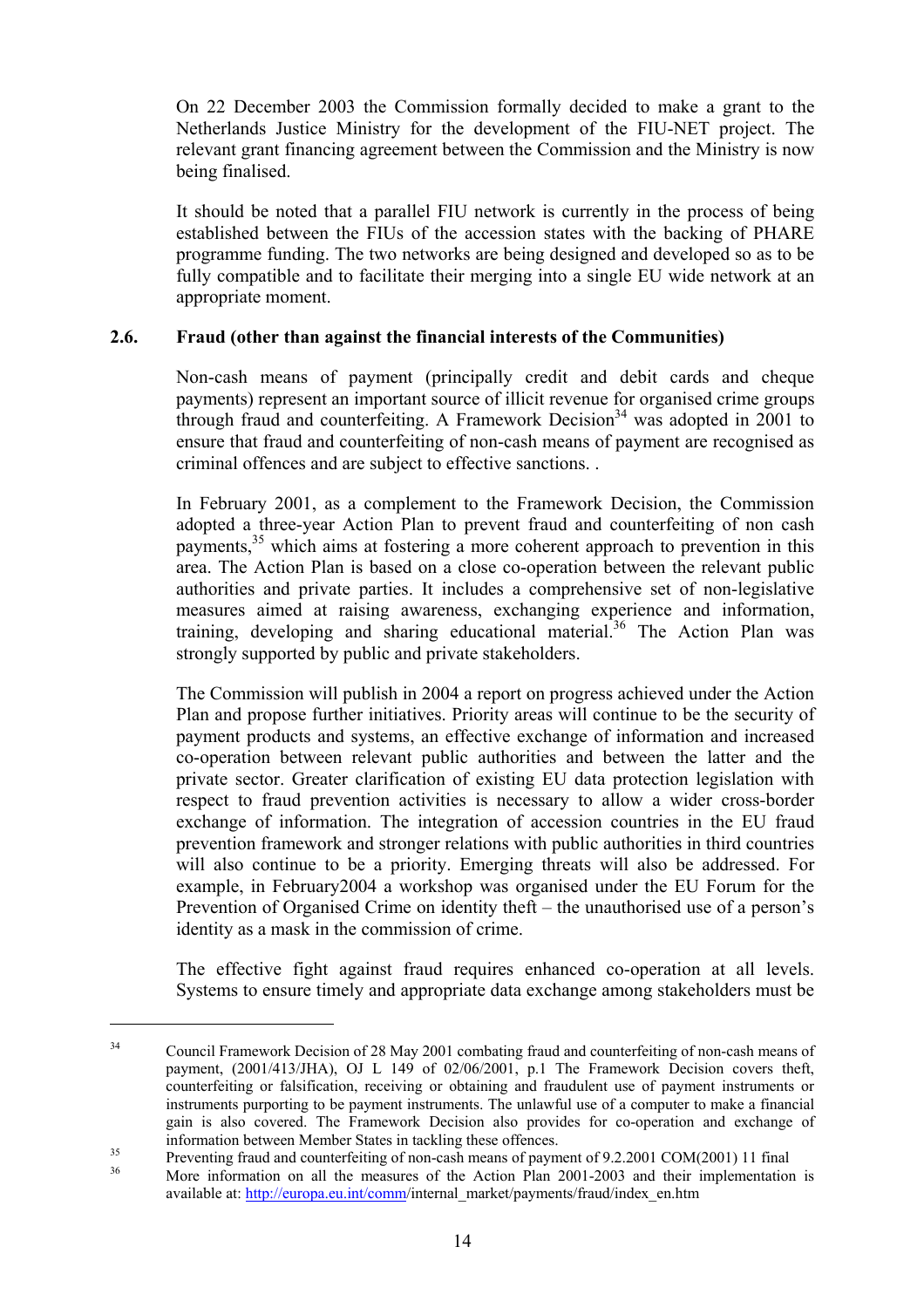On 22 December 2003 the Commission formally decided to make a grant to the Netherlands Justice Ministry for the development of the FIU-NET project. The relevant grant financing agreement between the Commission and the Ministry is now being finalised.

It should be noted that a parallel FIU network is currently in the process of being established between the FIUs of the accession states with the backing of PHARE programme funding. The two networks are being designed and developed so as to be fully compatible and to facilitate their merging into a single EU wide network at an appropriate moment.

### 2.6. Fraud (other than against the financial interests of the Communities)

Non-cash means of payment (principally credit and debit cards and cheque payments) represent an important source of illicit revenue for organised crime groups through fraud and counterfeiting. A Framework Decision[34] was adopted in 2001 to ensure that fraud and counterfeiting of non-cash means of payment are recognised as criminal offences and are subject to effective sanctions. .

In February 2001, as a complement to the Framework Decision, the Commission adopted a three-year Action Plan to prevent fraud and counterfeiting of non cash payments,[35] which aims at fostering a more coherent approach to prevention in this area. The Action Plan is based on a close co-operation between the relevant public authorities and private parties. It includes a comprehensive set of non-legislative measures aimed at raising awareness, exchanging experience and information, training, developing and sharing educational material.[36] The Action Plan was strongly supported by public and private stakeholders.

The Commission will publish in 2004 a report on progress achieved under the Action Plan and propose further initiatives. Priority areas will continue to be the security of payment products and systems, an effective exchange of information and increased co-operation between relevant public authorities and between the latter and the private sector. Greater clarification of existing EU data protection legislation with respect to fraud prevention activities is necessary to allow a wider cross-border exchange of information. The integration of accession countries in the EU fraud prevention framework and stronger relations with public authorities in third countries will also continue to be a priority. Emerging threats will also be addressed. For example, in February2004 a workshop was organised under the EU Forum for the Prevention of Organised Crime on identity theft – the unauthorised use of a person's identity as a mask in the commission of crime.

The effective fight against fraud requires enhanced co-operation at all levels. Systems to ensure timely and appropriate data exchange among stakeholders must be

---

[34] Council Framework Decision of 28 May 2001 combating fraud and counterfeiting of non-cash means of payment, (2001/413/JHA), OJ L 149 of 02/06/2001, p.1 The Framework Decision covers theft, counterfeiting or falsification, receiving or obtaining and fraudulent use of payment instruments or instruments purporting to be payment instruments. The unlawful use of a computer to make a financial gain is also covered. The Framework Decision also provides for co-operation and exchange of information between Member States in tackling these offences.

[35] Preventing fraud and counterfeiting of non-cash means of payment of 9.2.2001 COM(2001) 11 final

[36] More information on all the measures of the Action Plan 2001-2003 and their implementation is available at: http://europa.eu.int/comm/internal_market/payments/fraud/index_en.htm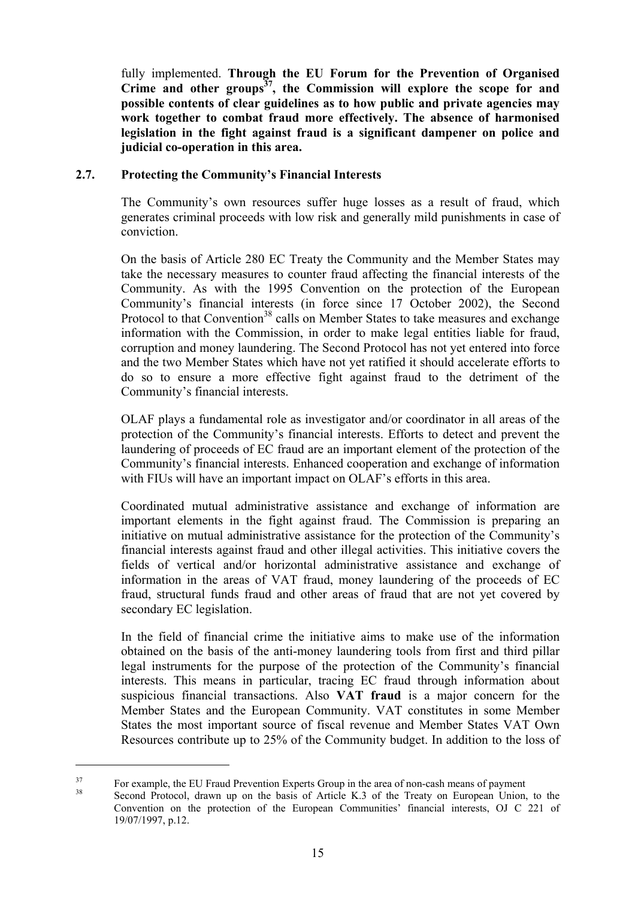fully implemented. **Through the EU Forum for the Prevention of Organised Crime and other groups[37], the Commission will explore the scope for and possible contents of clear guidelines as to how public and private agencies may work together to combat fraud more effectively. The absence of harmonised legislation in the fight against fraud is a significant dampener on police and judicial co-operation in this area.**

### 2.7. Protecting the Community's Financial Interests

The Community's own resources suffer huge losses as a result of fraud, which generates criminal proceeds with low risk and generally mild punishments in case of conviction.

On the basis of Article 280 EC Treaty the Community and the Member States may take the necessary measures to counter fraud affecting the financial interests of the Community. As with the 1995 Convention on the protection of the European Community's financial interests (in force since 17 October 2002), the Second Protocol to that Convention[38] calls on Member States to take measures and exchange information with the Commission, in order to make legal entities liable for fraud, corruption and money laundering. The Second Protocol has not yet entered into force and the two Member States which have not yet ratified it should accelerate efforts to do so to ensure a more effective fight against fraud to the detriment of the Community's financial interests.

OLAF plays a fundamental role as investigator and/or coordinator in all areas of the protection of the Community's financial interests. Efforts to detect and prevent the laundering of proceeds of EC fraud are an important element of the protection of the Community's financial interests. Enhanced cooperation and exchange of information with FIUs will have an important impact on OLAF's efforts in this area.

Coordinated mutual administrative assistance and exchange of information are important elements in the fight against fraud. The Commission is preparing an initiative on mutual administrative assistance for the protection of the Community's financial interests against fraud and other illegal activities. This initiative covers the fields of vertical and/or horizontal administrative assistance and exchange of information in the areas of VAT fraud, money laundering of the proceeds of EC fraud, structural funds fraud and other areas of fraud that are not yet covered by secondary EC legislation.

In the field of financial crime the initiative aims to make use of the information obtained on the basis of the anti-money laundering tools from first and third pillar legal instruments for the purpose of the protection of the Community's financial interests. This means in particular, tracing EC fraud through information about suspicious financial transactions. Also **VAT fraud** is a major concern for the Member States and the European Community. VAT constitutes in some Member States the most important source of fiscal revenue and Member States VAT Own Resources contribute up to 25% of the Community budget. In addition to the loss of

---

[37] For example, the EU Fraud Prevention Experts Group in the area of non-cash means of payment

[38] Second Protocol, drawn up on the basis of Article K.3 of the Treaty on European Union, to the Convention on the protection of the European Communities' financial interests, OJ C 221 of 19/07/1997, p.12.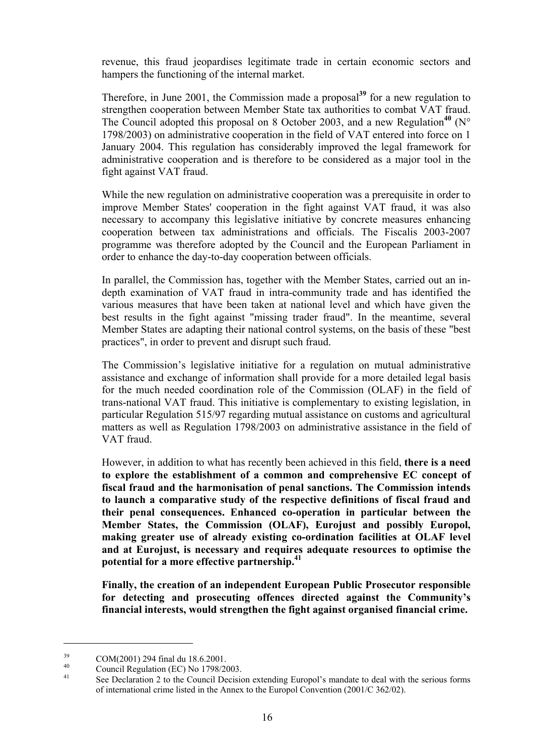revenue, this fraud jeopardises legitimate trade in certain economic sectors and hampers the functioning of the internal market.

Therefore, in June 2001, the Commission made a proposal[39] for a new regulation to strengthen cooperation between Member State tax authorities to combat VAT fraud. The Council adopted this proposal on 8 October 2003, and a new Regulation[40] (N° 1798/2003) on administrative cooperation in the field of VAT entered into force on 1 January 2004. This regulation has considerably improved the legal framework for administrative cooperation and is therefore to be considered as a major tool in the fight against VAT fraud.

While the new regulation on administrative cooperation was a prerequisite in order to improve Member States' cooperation in the fight against VAT fraud, it was also necessary to accompany this legislative initiative by concrete measures enhancing cooperation between tax administrations and officials. The Fiscalis 2003-2007 programme was therefore adopted by the Council and the European Parliament in order to enhance the day-to-day cooperation between officials.

In parallel, the Commission has, together with the Member States, carried out an in-depth examination of VAT fraud in intra-community trade and has identified the various measures that have been taken at national level and which have given the best results in the fight against "missing trader fraud". In the meantime, several Member States are adapting their national control systems, on the basis of these "best practices", in order to prevent and disrupt such fraud.

The Commission's legislative initiative for a regulation on mutual administrative assistance and exchange of information shall provide for a more detailed legal basis for the much needed coordination role of the Commission (OLAF) in the field of trans-national VAT fraud. This initiative is complementary to existing legislation, in particular Regulation 515/97 regarding mutual assistance on customs and agricultural matters as well as Regulation 1798/2003 on administrative assistance in the field of VAT fraud.

However, in addition to what has recently been achieved in this field, **there is a need to explore the establishment of a common and comprehensive EC concept of fiscal fraud and the harmonisation of penal sanctions. The Commission intends to launch a comparative study of the respective definitions of fiscal fraud and their penal consequences. Enhanced co-operation in particular between the Member States, the Commission (OLAF), Eurojust and possibly Europol, making greater use of already existing co-ordination facilities at OLAF level and at Eurojust, is necessary and requires adequate resources to optimise the potential for a more effective partnership.**[41]

**Finally, the creation of an independent European Public Prosecutor responsible for detecting and prosecuting offences directed against the Community's financial interests, would strengthen the fight against organised financial crime.**

---

[39] COM(2001) 294 final du 18.6.2001.

[40] Council Regulation (EC) No 1798/2003.

[41] See Declaration 2 to the Council Decision extending Europol's mandate to deal with the serious forms of international crime listed in the Annex to the Europol Convention (2001/C 362/02).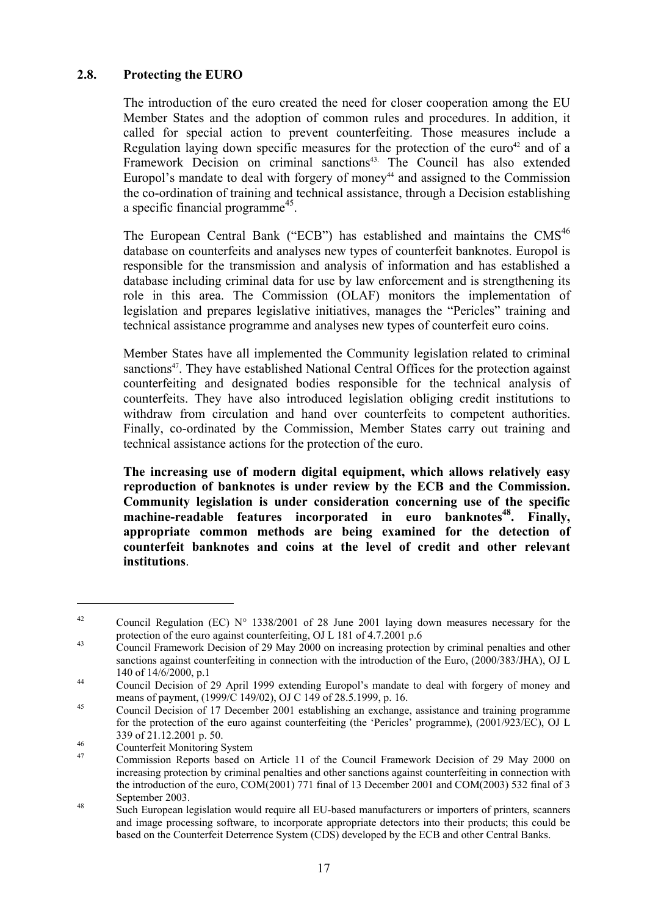## 2.8. Protecting the EURO

The introduction of the euro created the need for closer cooperation among the EU Member States and the adoption of common rules and procedures. In addition, it called for special action to prevent counterfeiting. Those measures include a Regulation laying down specific measures for the protection of the euro[42] and of a Framework Decision on criminal sanctions[43]. The Council has also extended Europol's mandate to deal with forgery of money[44] and assigned to the Commission the co-ordination of training and technical assistance, through a Decision establishing a specific financial programme[45].

The European Central Bank ("ECB") has established and maintains the CMS[46] database on counterfeits and analyses new types of counterfeit banknotes. Europol is responsible for the transmission and analysis of information and has established a database including criminal data for use by law enforcement and is strengthening its role in this area. The Commission (OLAF) monitors the implementation of legislation and prepares legislative initiatives, manages the "Pericles" training and technical assistance programme and analyses new types of counterfeit euro coins.

Member States have all implemented the Community legislation related to criminal sanctions[47]. They have established National Central Offices for the protection against counterfeiting and designated bodies responsible for the technical analysis of counterfeits. They have also introduced legislation obliging credit institutions to withdraw from circulation and hand over counterfeits to competent authorities. Finally, co-ordinated by the Commission, Member States carry out training and technical assistance actions for the protection of the euro.

**The increasing use of modern digital equipment, which allows relatively easy reproduction of banknotes is under review by the ECB and the Commission. Community legislation is under consideration concerning use of the specific machine-readable features incorporated in euro banknotes[48]. Finally, appropriate common methods are being examined for the detection of counterfeit banknotes and coins at the level of credit and other relevant institutions**.

---

[42] Council Regulation (EC) N° 1338/2001 of 28 June 2001 laying down measures necessary for the protection of the euro against counterfeiting, OJ L 181 of 4.7.2001 p.6

[43] Council Framework Decision of 29 May 2000 on increasing protection by criminal penalties and other sanctions against counterfeiting in connection with the introduction of the Euro, (2000/383/JHA), OJ L 140 of 14/6/2000, p.1

[44] Council Decision of 29 April 1999 extending Europol's mandate to deal with forgery of money and means of payment, (1999/C 149/02), OJ C 149 of 28.5.1999, p. 16.

[45] Council Decision of 17 December 2001 establishing an exchange, assistance and training programme for the protection of the euro against counterfeiting (the 'Pericles' programme), (2001/923/EC), OJ L 339 of 21.12.2001 p. 50.

[46] Counterfeit Monitoring System

[47] Commission Reports based on Article 11 of the Council Framework Decision of 29 May 2000 on increasing protection by criminal penalties and other sanctions against counterfeiting in connection with the introduction of the euro, COM(2001) 771 final of 13 December 2001 and COM(2003) 532 final of 3 September 2003.

[48] Such European legislation would require all EU-based manufacturers or importers of printers, scanners and image processing software, to incorporate appropriate detectors into their products; this could be based on the Counterfeit Deterrence System (CDS) developed by the ECB and other Central Banks.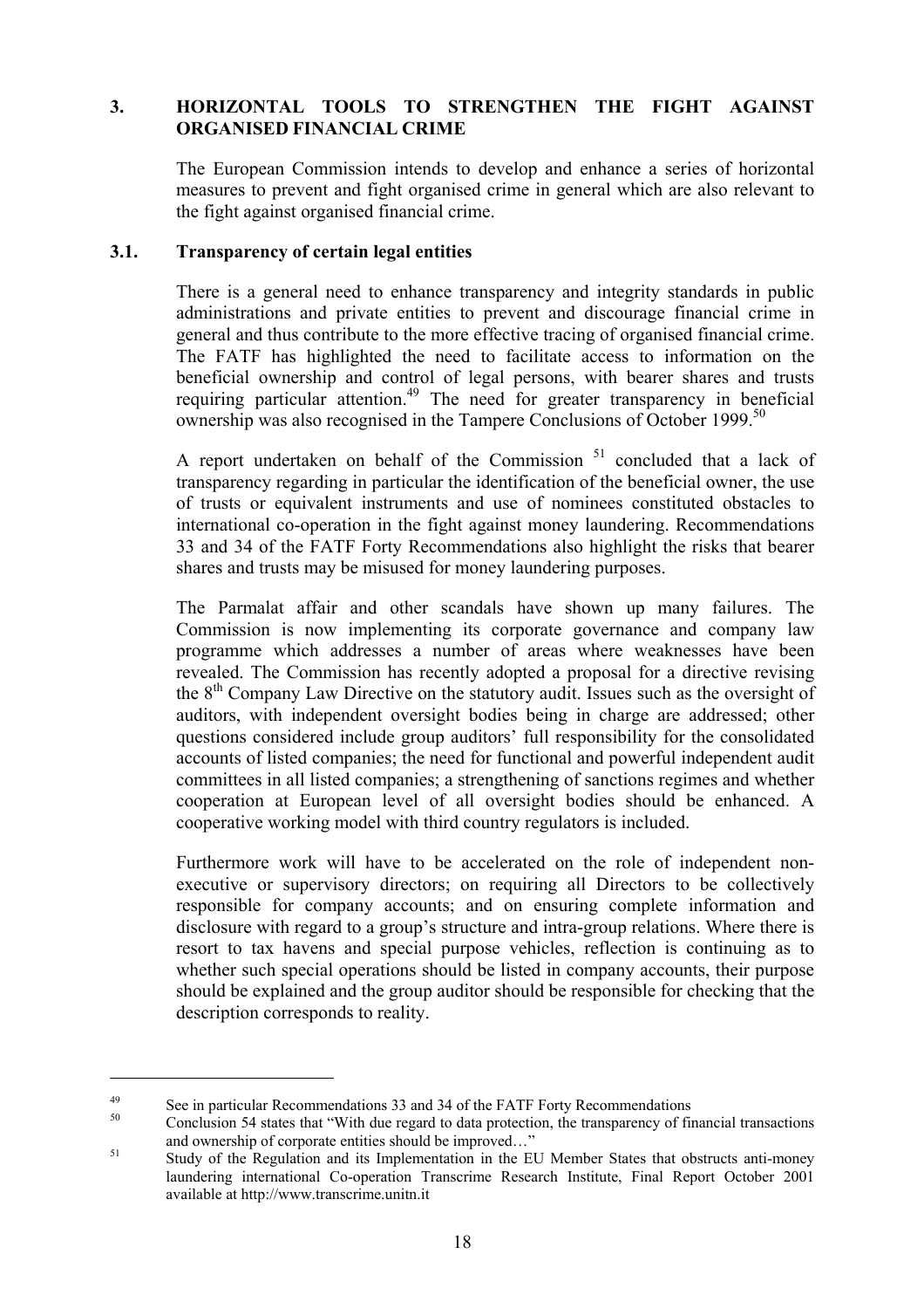## 3. HORIZONTAL TOOLS TO STRENGTHEN THE FIGHT AGAINST ORGANISED FINANCIAL CRIME

The European Commission intends to develop and enhance a series of horizontal measures to prevent and fight organised crime in general which are also relevant to the fight against organised financial crime.

### 3.1. Transparency of certain legal entities

There is a general need to enhance transparency and integrity standards in public administrations and private entities to prevent and discourage financial crime in general and thus contribute to the more effective tracing of organised financial crime. The FATF has highlighted the need to facilitate access to information on the beneficial ownership and control of legal persons, with bearer shares and trusts requiring particular attention.[49] The need for greater transparency in beneficial ownership was also recognised in the Tampere Conclusions of October 1999.[50]

A report undertaken on behalf of the Commission [51] concluded that a lack of transparency regarding in particular the identification of the beneficial owner, the use of trusts or equivalent instruments and use of nominees constituted obstacles to international co-operation in the fight against money laundering. Recommendations 33 and 34 of the FATF Forty Recommendations also highlight the risks that bearer shares and trusts may be misused for money laundering purposes.

The Parmalat affair and other scandals have shown up many failures. The Commission is now implementing its corporate governance and company law programme which addresses a number of areas where weaknesses have been revealed. The Commission has recently adopted a proposal for a directive revising the 8[th] Company Law Directive on the statutory audit. Issues such as the oversight of auditors, with independent oversight bodies being in charge are addressed; other questions considered include group auditors' full responsibility for the consolidated accounts of listed companies; the need for functional and powerful independent audit committees in all listed companies; a strengthening of sanctions regimes and whether cooperation at European level of all oversight bodies should be enhanced. A cooperative working model with third country regulators is included.

Furthermore work will have to be accelerated on the role of independent non-executive or supervisory directors; on requiring all Directors to be collectively responsible for company accounts; and on ensuring complete information and disclosure with regard to a group's structure and intra-group relations. Where there is resort to tax havens and special purpose vehicles, reflection is continuing as to whether such special operations should be listed in company accounts, their purpose should be explained and the group auditor should be responsible for checking that the description corresponds to reality.

---

[49] See in particular Recommendations 33 and 34 of the FATF Forty Recommendations

[50] Conclusion 54 states that "With due regard to data protection, the transparency of financial transactions and ownership of corporate entities should be improved…"

[51] Study of the Regulation and its Implementation in the EU Member States that obstructs anti-money laundering international Co-operation Transcrime Research Institute, Final Report October 2001 available at http://www.transcrime.unitn.it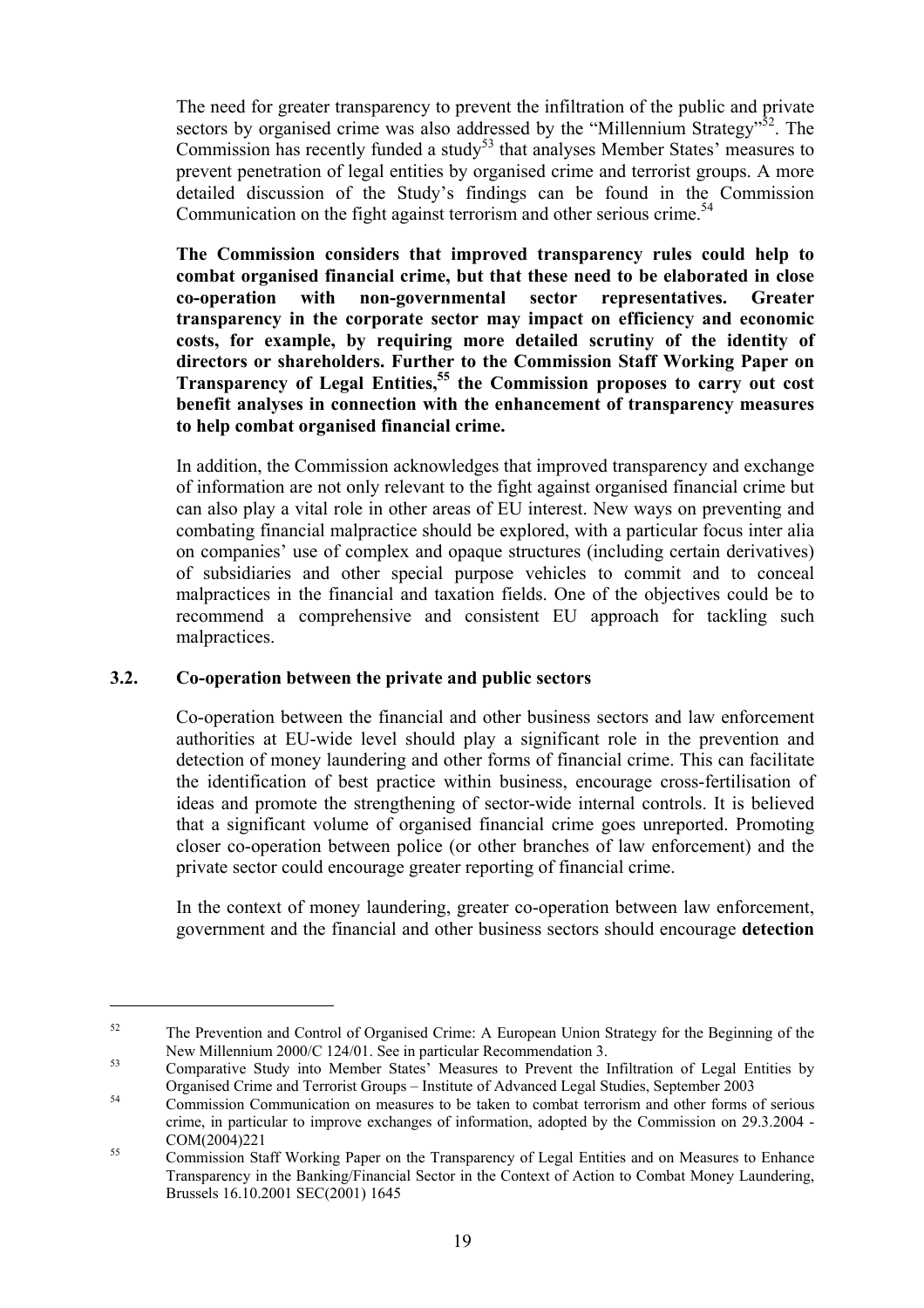The need for greater transparency to prevent the infiltration of the public and private sectors by organised crime was also addressed by the "Millennium Strategy"[52]. The Commission has recently funded a study[53] that analyses Member States' measures to prevent penetration of legal entities by organised crime and terrorist groups. A more detailed discussion of the Study's findings can be found in the Commission Communication on the fight against terrorism and other serious crime.[54]

**The Commission considers that improved transparency rules could help to combat organised financial crime, but that these need to be elaborated in close co-operation with non-governmental sector representatives. Greater transparency in the corporate sector may impact on efficiency and economic costs, for example, by requiring more detailed scrutiny of the identity of directors or shareholders. Further to the Commission Staff Working Paper on Transparency of Legal Entities,[55] the Commission proposes to carry out cost benefit analyses in connection with the enhancement of transparency measures to help combat organised financial crime.**

In addition, the Commission acknowledges that improved transparency and exchange of information are not only relevant to the fight against organised financial crime but can also play a vital role in other areas of EU interest. New ways on preventing and combating financial malpractice should be explored, with a particular focus inter alia on companies' use of complex and opaque structures (including certain derivatives) of subsidiaries and other special purpose vehicles to commit and to conceal malpractices in the financial and taxation fields. One of the objectives could be to recommend a comprehensive and consistent EU approach for tackling such malpractices.

### 3.2. Co-operation between the private and public sectors

Co-operation between the financial and other business sectors and law enforcement authorities at EU-wide level should play a significant role in the prevention and detection of money laundering and other forms of financial crime. This can facilitate the identification of best practice within business, encourage cross-fertilisation of ideas and promote the strengthening of sector-wide internal controls. It is believed that a significant volume of organised financial crime goes unreported. Promoting closer co-operation between police (or other branches of law enforcement) and the private sector could encourage greater reporting of financial crime.

In the context of money laundering, greater co-operation between law enforcement, government and the financial and other business sectors should encourage **detection**

---

[52] The Prevention and Control of Organised Crime: A European Union Strategy for the Beginning of the New Millennium 2000/C 124/01. See in particular Recommendation 3.

[53] Comparative Study into Member States' Measures to Prevent the Infiltration of Legal Entities by Organised Crime and Terrorist Groups – Institute of Advanced Legal Studies, September 2003

[54] Commission Communication on measures to be taken to combat terrorism and other forms of serious crime, in particular to improve exchanges of information, adopted by the Commission on 29.3.2004 - COM(2004)221

[55] Commission Staff Working Paper on the Transparency of Legal Entities and on Measures to Enhance Transparency in the Banking/Financial Sector in the Context of Action to Combat Money Laundering, Brussels 16.10.2001 SEC(2001) 1645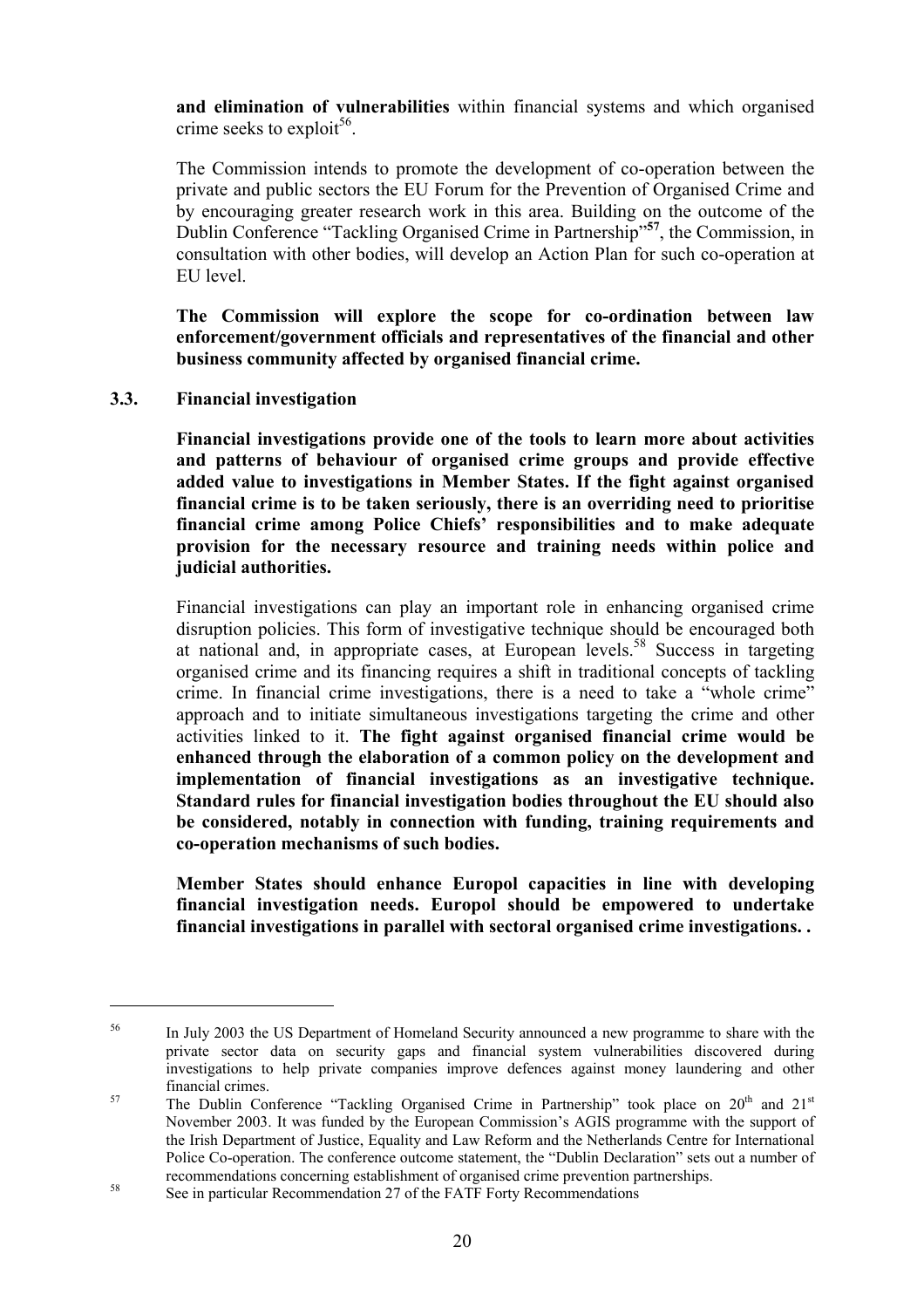**and elimination of vulnerabilities** within financial systems and which organised crime seeks to exploit[56].

The Commission intends to promote the development of co-operation between the private and public sectors the EU Forum for the Prevention of Organised Crime and by encouraging greater research work in this area. Building on the outcome of the Dublin Conference "Tackling Organised Crime in Partnership"[57], the Commission, in consultation with other bodies, will develop an Action Plan for such co-operation at EU level.

**The Commission will explore the scope for co-ordination between law enforcement/government officials and representatives of the financial and other business community affected by organised financial crime.**

### 3.3. Financial investigation

**Financial investigations provide one of the tools to learn more about activities and patterns of behaviour of organised crime groups and provide effective added value to investigations in Member States. If the fight against organised financial crime is to be taken seriously, there is an overriding need to prioritise financial crime among Police Chiefs' responsibilities and to make adequate provision for the necessary resource and training needs within police and judicial authorities.**

Financial investigations can play an important role in enhancing organised crime disruption policies. This form of investigative technique should be encouraged both at national and, in appropriate cases, at European levels.[58] Success in targeting organised crime and its financing requires a shift in traditional concepts of tackling crime. In financial crime investigations, there is a need to take a "whole crime" approach and to initiate simultaneous investigations targeting the crime and other activities linked to it. **The fight against organised financial crime would be enhanced through the elaboration of a common policy on the development and implementation of financial investigations as an investigative technique. Standard rules for financial investigation bodies throughout the EU should also be considered, notably in connection with funding, training requirements and co-operation mechanisms of such bodies.**

**Member States should enhance Europol capacities in line with developing financial investigation needs. Europol should be empowered to undertake financial investigations in parallel with sectoral organised crime investigations. .**

---

[56] In July 2003 the US Department of Homeland Security announced a new programme to share with the private sector data on security gaps and financial system vulnerabilities discovered during investigations to help private companies improve defences against money laundering and other financial crimes.

[57] The Dublin Conference "Tackling Organised Crime in Partnership" took place on 20th and 21st November 2003. It was funded by the European Commission's AGIS programme with the support of the Irish Department of Justice, Equality and Law Reform and the Netherlands Centre for International Police Co-operation. The conference outcome statement, the "Dublin Declaration" sets out a number of recommendations concerning establishment of organised crime prevention partnerships.

[58] See in particular Recommendation 27 of the FATF Forty Recommendations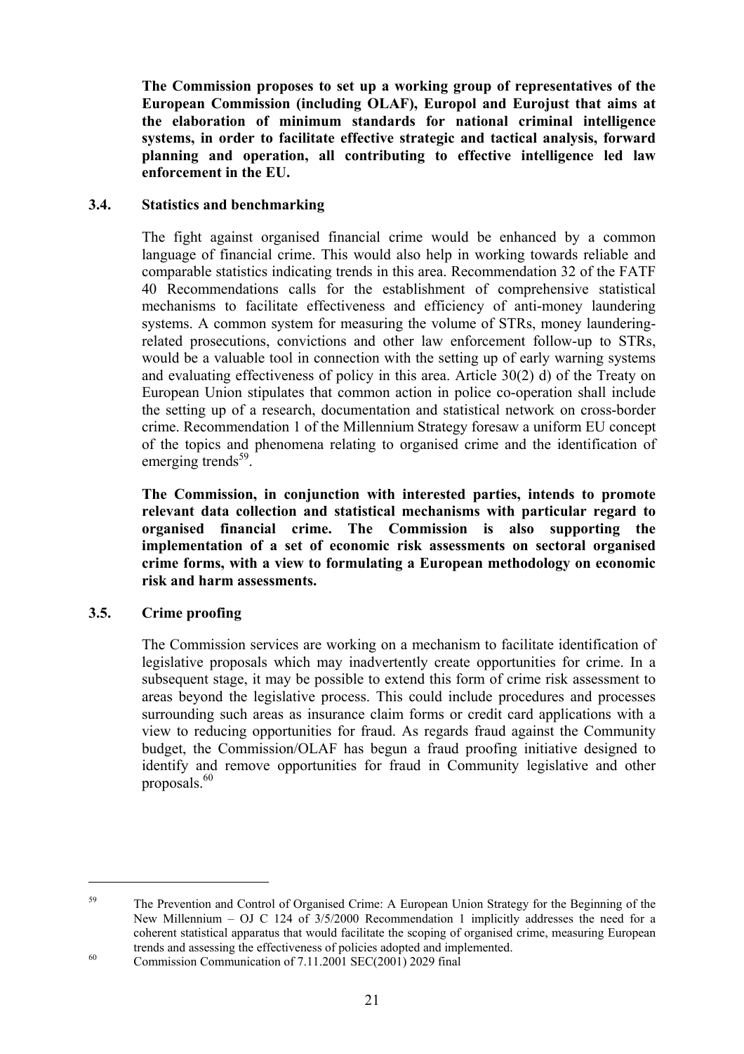**The Commission proposes to set up a working group of representatives of the European Commission (including OLAF), Europol and Eurojust that aims at the elaboration of minimum standards for national criminal intelligence systems, in order to facilitate effective strategic and tactical analysis, forward planning and operation, all contributing to effective intelligence led law enforcement in the EU.**

### 3.4. Statistics and benchmarking

The fight against organised financial crime would be enhanced by a common language of financial crime. This would also help in working towards reliable and comparable statistics indicating trends in this area. Recommendation 32 of the FATF 40 Recommendations calls for the establishment of comprehensive statistical mechanisms to facilitate effectiveness and efficiency of anti-money laundering systems. A common system for measuring the volume of STRs, money laundering-related prosecutions, convictions and other law enforcement follow-up to STRs, would be a valuable tool in connection with the setting up of early warning systems and evaluating effectiveness of policy in this area. Article 30(2) d) of the Treaty on European Union stipulates that common action in police co-operation shall include the setting up of a research, documentation and statistical network on cross-border crime. Recommendation 1 of the Millennium Strategy foresaw a uniform EU concept of the topics and phenomena relating to organised crime and the identification of emerging trends[59].

**The Commission, in conjunction with interested parties, intends to promote relevant data collection and statistical mechanisms with particular regard to organised financial crime. The Commission is also supporting the implementation of a set of economic risk assessments on sectoral organised crime forms, with a view to formulating a European methodology on economic risk and harm assessments.**

### 3.5. Crime proofing

The Commission services are working on a mechanism to facilitate identification of legislative proposals which may inadvertently create opportunities for crime. In a subsequent stage, it may be possible to extend this form of crime risk assessment to areas beyond the legislative process. This could include procedures and processes surrounding such areas as insurance claim forms or credit card applications with a view to reducing opportunities for fraud. As regards fraud against the Community budget, the Commission/OLAF has begun a fraud proofing initiative designed to identify and remove opportunities for fraud in Community legislative and other proposals.[60]

---

[59] The Prevention and Control of Organised Crime: A European Union Strategy for the Beginning of the New Millennium – OJ C 124 of 3/5/2000 Recommendation 1 implicitly addresses the need for a coherent statistical apparatus that would facilitate the scoping of organised crime, measuring European trends and assessing the effectiveness of policies adopted and implemented.

[60] Commission Communication of 7.11.2001 SEC(2001) 2029 final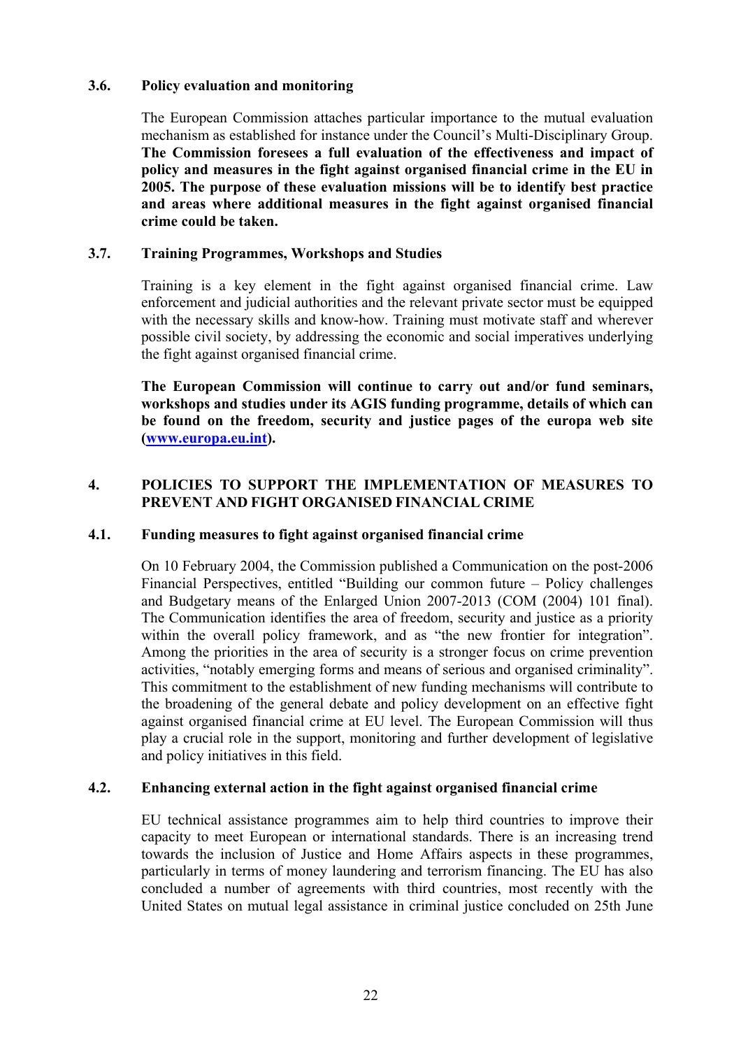### 3.6. Policy evaluation and monitoring

The European Commission attaches particular importance to the mutual evaluation mechanism as established for instance under the Council's Multi-Disciplinary Group. **The Commission foresees a full evaluation of the effectiveness and impact of policy and measures in the fight against organised financial crime in the EU in 2005. The purpose of these evaluation missions will be to identify best practice and areas where additional measures in the fight against organised financial crime could be taken.**

### 3.7. Training Programmes, Workshops and Studies

Training is a key element in the fight against organised financial crime. Law enforcement and judicial authorities and the relevant private sector must be equipped with the necessary skills and know-how. Training must motivate staff and wherever possible civil society, by addressing the economic and social imperatives underlying the fight against organised financial crime.

**The European Commission will continue to carry out and/or fund seminars, workshops and studies under its AGIS funding programme, details of which can be found on the freedom, security and justice pages of the europa web site ([www.europa.eu.int](http://www.europa.eu.int)).**

## 4. POLICIES TO SUPPORT THE IMPLEMENTATION OF MEASURES TO PREVENT AND FIGHT ORGANISED FINANCIAL CRIME

### 4.1. Funding measures to fight against organised financial crime

On 10 February 2004, the Commission published a Communication on the post-2006 Financial Perspectives, entitled "Building our common future – Policy challenges and Budgetary means of the Enlarged Union 2007-2013 (COM (2004) 101 final). The Communication identifies the area of freedom, security and justice as a priority within the overall policy framework, and as "the new frontier for integration". Among the priorities in the area of security is a stronger focus on crime prevention activities, "notably emerging forms and means of serious and organised criminality". This commitment to the establishment of new funding mechanisms will contribute to the broadening of the general debate and policy development on an effective fight against organised financial crime at EU level. The European Commission will thus play a crucial role in the support, monitoring and further development of legislative and policy initiatives in this field.

### 4.2. Enhancing external action in the fight against organised financial crime

EU technical assistance programmes aim to help third countries to improve their capacity to meet European or international standards. There is an increasing trend towards the inclusion of Justice and Home Affairs aspects in these programmes, particularly in terms of money laundering and terrorism financing. The EU has also concluded a number of agreements with third countries, most recently with the United States on mutual legal assistance in criminal justice concluded on 25th June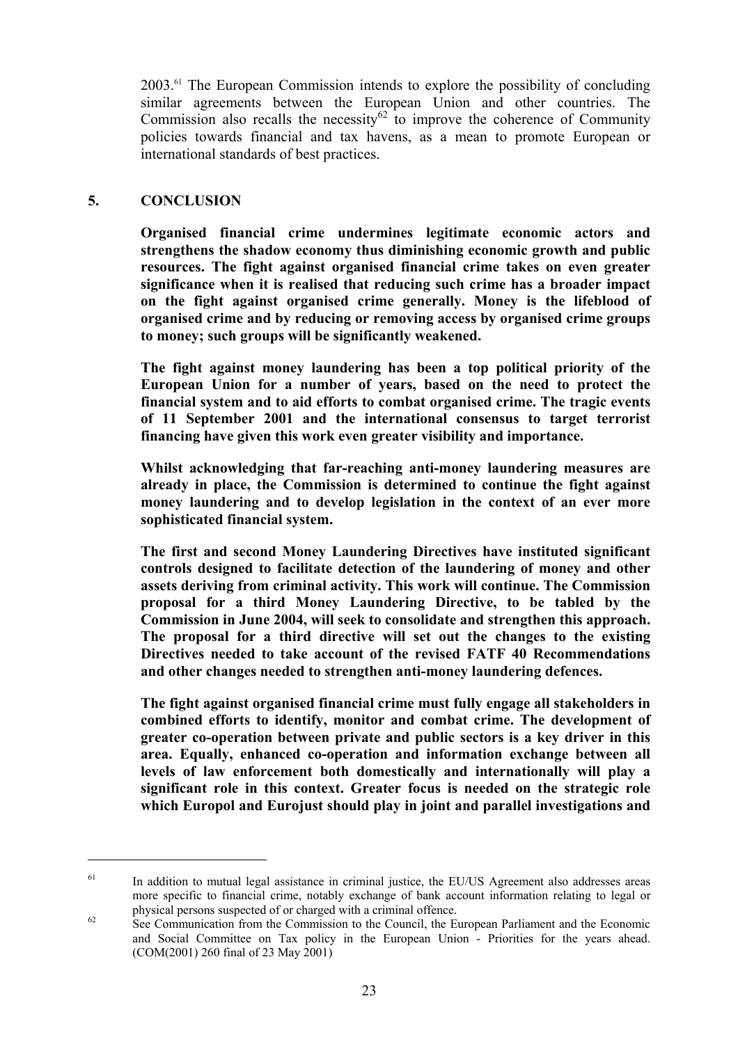2003.[61] The European Commission intends to explore the possibility of concluding similar agreements between the European Union and other countries. The Commission also recalls the necessity[62] to improve the coherence of Community policies towards financial and tax havens, as a mean to promote European or international standards of best practices.

## 5. CONCLUSION

**Organised financial crime undermines legitimate economic actors and strengthens the shadow economy thus diminishing economic growth and public resources. The fight against organised financial crime takes on even greater significance when it is realised that reducing such crime has a broader impact on the fight against organised crime generally. Money is the lifeblood of organised crime and by reducing or removing access by organised crime groups to money; such groups will be significantly weakened.**

**The fight against money laundering has been a top political priority of the European Union for a number of years, based on the need to protect the financial system and to aid efforts to combat organised crime. The tragic events of 11 September 2001 and the international consensus to target terrorist financing have given this work even greater visibility and importance.**

**Whilst acknowledging that far-reaching anti-money laundering measures are already in place, the Commission is determined to continue the fight against money laundering and to develop legislation in the context of an ever more sophisticated financial system.**

**The first and second Money Laundering Directives have instituted significant controls designed to facilitate detection of the laundering of money and other assets deriving from criminal activity. This work will continue. The Commission proposal for a third Money Laundering Directive, to be tabled by the Commission in June 2004, will seek to consolidate and strengthen this approach. The proposal for a third directive will set out the changes to the existing Directives needed to take account of the revised FATF 40 Recommendations and other changes needed to strengthen anti-money laundering defences.**

**The fight against organised financial crime must fully engage all stakeholders in combined efforts to identify, monitor and combat crime. The development of greater co-operation between private and public sectors is a key driver in this area. Equally, enhanced co-operation and information exchange between all levels of law enforcement both domestically and internationally will play a significant role in this context. Greater focus is needed on the strategic role which Europol and Eurojust should play in joint and parallel investigations and**

---

[61] In addition to mutual legal assistance in criminal justice, the EU/US Agreement also addresses areas more specific to financial crime, notably exchange of bank account information relating to legal or physical persons suspected of or charged with a criminal offence.

[62] See Communication from the Commission to the Council, the European Parliament and the Economic and Social Committee on Tax policy in the European Union - Priorities for the years ahead. (COM(2001) 260 final of 23 May 2001)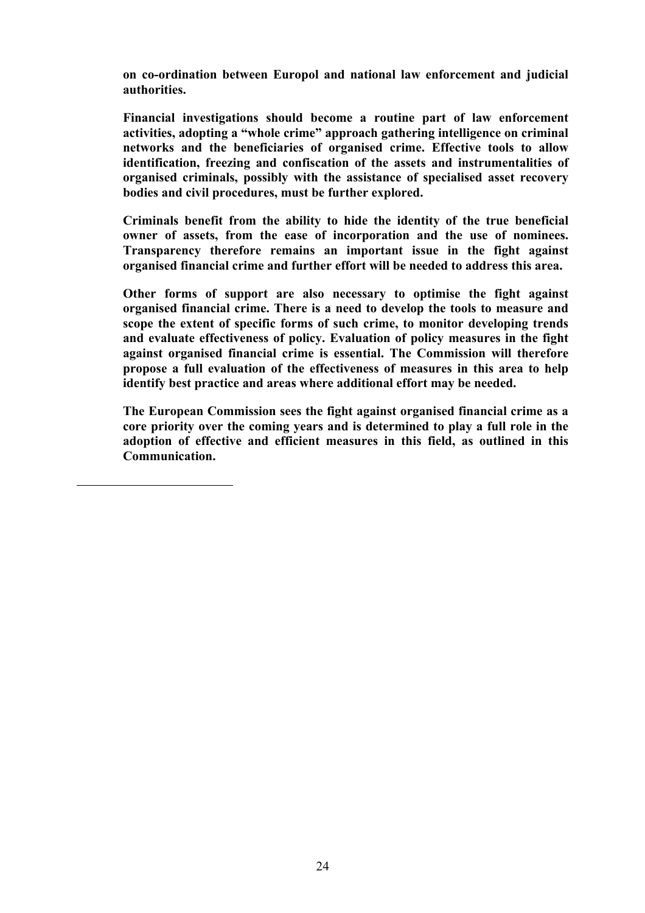**on co-ordination between Europol and national law enforcement and judicial authorities.**

**Financial investigations should become a routine part of law enforcement activities, adopting a "whole crime" approach gathering intelligence on criminal networks and the beneficiaries of organised crime. Effective tools to allow identification, freezing and confiscation of the assets and instrumentalities of organised criminals, possibly with the assistance of specialised asset recovery bodies and civil procedures, must be further explored.**

**Criminals benefit from the ability to hide the identity of the true beneficial owner of assets, from the ease of incorporation and the use of nominees. Transparency therefore remains an important issue in the fight against organised financial crime and further effort will be needed to address this area.**

**Other forms of support are also necessary to optimise the fight against organised financial crime. There is a need to develop the tools to measure and scope the extent of specific forms of such crime, to monitor developing trends and evaluate effectiveness of policy. Evaluation of policy measures in the fight against organised financial crime is essential. The Commission will therefore propose a full evaluation of the effectiveness of measures in this area to help identify best practice and areas where additional effort may be needed.**

**The European Commission sees the fight against organised financial crime as a core priority over the coming years and is determined to play a full role in the adoption of effective and efficient measures in this field, as outlined in this Communication.**